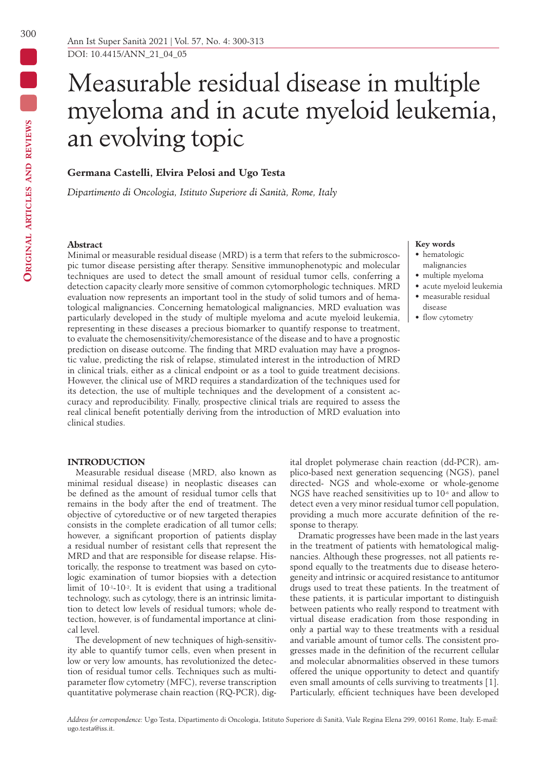DOI: 10.4415/ANN_21_04_05

ORIGINAL ARTICLES AND REVIEWS

# Measurable residual disease in multiple myeloma and in acute myeloid leukemia, an evolving topic

**Germana Castelli, Elvira Pelosi and Ugo Testa**

*Dipartimento di Oncologia, Istituto Superiore di Sanità, Rome, Italy*

### Abstract

Minimal or measurable residual disease (MRD) is a term that refers to the submicroscopic tumor disease persisting after therapy. Sensitive immunophenotypic and molecular techniques are used to detect the small amount of residual tumor cells, conferring a detection capacity clearly more sensitive of common cytomorphologic techniques. MRD evaluation now represents an important tool in the study of solid tumors and of hematological malignancies. Concerning hematological malignancies, MRD evaluation was particularly developed in the study of multiple myeloma and acute myeloid leukemia, representing in these diseases a precious biomarker to quantify response to treatment, to evaluate the chemosensitivity/chemoresistance of the disease and to have a prognostic prediction on disease outcome. The finding that MRD evaluation may have a prognostic value, predicting the risk of relapse, stimulated interest in the introduction of MRD in clinical trials, either as a clinical endpoint or as a tool to guide treatment decisions. However, the clinical use of MRD requires a standardization of the techniques used for its detection, the use of multiple techniques and the development of a consistent accuracy and reproducibility. Finally, prospective clinical trials are required to assess the real clinical benefit potentially deriving from the introduction of MRD evaluation into clinical studies.

### Key words

- hematologic malignancies
- multiple myeloma
- acute myeloid leukemia
- measurable residual disease
- flow cytometry

## INTRODUCTION

Measurable residual disease (MRD, also known as minimal residual disease) in neoplastic diseases can be defined as the amount of residual tumor cells that remains in the body after the end of treatment. The objective of cytoreductive or of new targeted therapies consists in the complete eradication of all tumor cells; however, a significant proportion of patients display a residual number of resistant cells that represent the MRD and that are responsible for disease relapse. Historically, the response to treatment was based on cytologic examination of tumor biopsies with a detection limit of $10^{-1}$-$10^{-2}$. It is evident that using a traditional technology, such as cytology, there is an intrinsic limitation to detect low levels of residual tumors; whole detection, however, is of fundamental importance at clinical level.

The development of new techniques of high-sensitivity able to quantify tumor cells, even when present in low or very low amounts, has revolutionized the detection of residual tumor cells. Techniques such as multiparameter flow cytometry (MFC), reverse transcription quantitative polymerase chain reaction (RQ-PCR), digital droplet polymerase chain reaction (dd-PCR), amplico-based next generation sequencing (NGS), panel directed- NGS and whole-exome or whole-genome NGS have reached sensitivities up to $10^{-6}$ and allow to detect even a very minor residual tumor cell population, providing a much more accurate definition of the response to therapy.

Dramatic progresses have been made in the last years in the treatment of patients with hematological malignancies. Although these progresses, not all patients respond equally to the treatments due to disease heterogeneity and intrinsic or acquired resistance to antitumor drugs used to treat these patients. In the treatment of these patients, it is particular important to distinguish between patients who really respond to treatment with virtual disease eradication from those responding in only a partial way to these treatments with a residual and variable amount of tumor cells. The consistent progresses made in the definition of the recurrent cellular and molecular abnormalities observed in these tumors offered the unique opportunity to detect and quantify even small amounts of cells surviving to treatments [1]. Particularly, efficient techniques have been developed

*Address for correspondence:* Ugo Testa, Dipartimento di Oncologia, Istituto Superiore di Sanità, Viale Regina Elena 299, 00161 Rome, Italy. E-mail: ugo.testa@iss.it.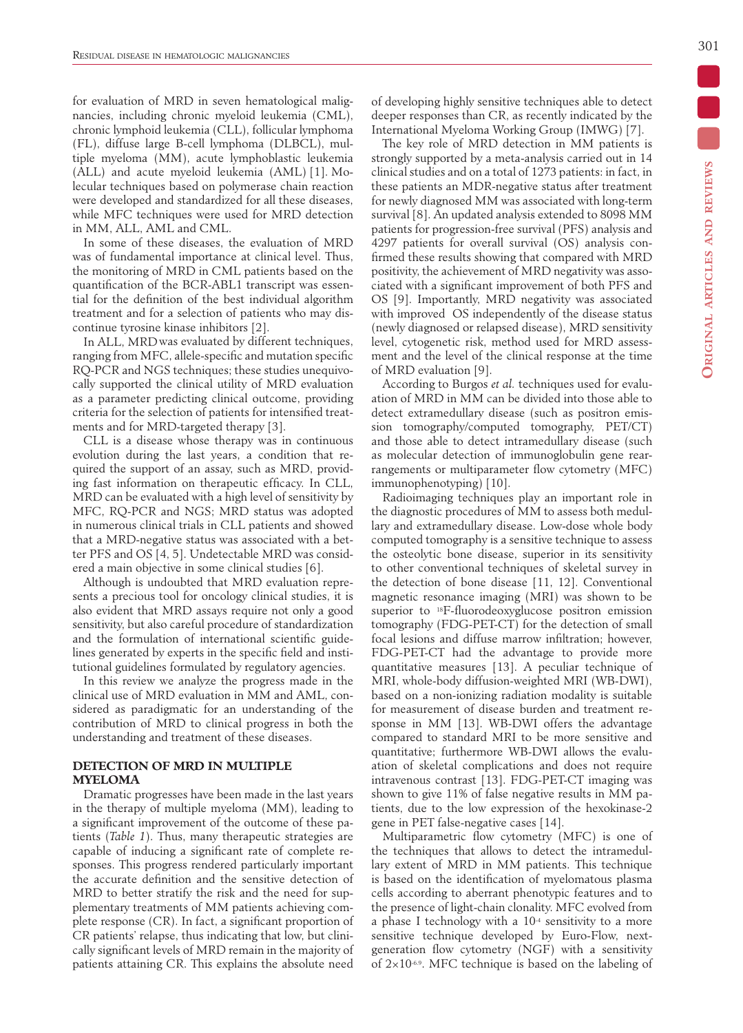for evaluation of MRD in seven hematological malignancies, including chronic myeloid leukemia (CML), chronic lymphoid leukemia (CLL), follicular lymphoma (FL), diffuse large B-cell lymphoma (DLBCL), multiple myeloma (MM), acute lymphoblastic leukemia (ALL) and acute myeloid leukemia (AML) [1]. Molecular techniques based on polymerase chain reaction were developed and standardized for all these diseases, while MFC techniques were used for MRD detection in MM, ALL, AML and CML.

In some of these diseases, the evaluation of MRD was of fundamental importance at clinical level. Thus, the monitoring of MRD in CML patients based on the quantification of the BCR-ABL1 transcript was essential for the definition of the best individual algorithm treatment and for a selection of patients who may discontinue tyrosine kinase inhibitors [2].

In ALL, MRD was evaluated by different techniques, ranging from MFC, allele-specific and mutation specific RQ-PCR and NGS techniques; these studies unequivocally supported the clinical utility of MRD evaluation as a parameter predicting clinical outcome, providing criteria for the selection of patients for intensified treatments and for MRD-targeted therapy [3].

CLL is a disease whose therapy was in continuous evolution during the last years, a condition that required the support of an assay, such as MRD, providing fast information on therapeutic efficacy. In CLL, MRD can be evaluated with a high level of sensitivity by MFC, RQ-PCR and NGS; MRD status was adopted in numerous clinical trials in CLL patients and showed that a MRD-negative status was associated with a better PFS and OS [4, 5]. Undetectable MRD was considered a main objective in some clinical studies [6].

Although is undoubted that MRD evaluation represents a precious tool for oncology clinical studies, it is also evident that MRD assays require not only a good sensitivity, but also careful procedure of standardization and the formulation of international scientific guidelines generated by experts in the specific field and institutional guidelines formulated by regulatory agencies.

In this review we analyze the progress made in the clinical use of MRD evaluation in MM and AML, considered as paradigmatic for an understanding of the contribution of MRD to clinical progress in both the understanding and treatment of these diseases.

## DETECTION OF MRD IN MULTIPLE MYELOMA

Dramatic progresses have been made in the last years in the therapy of multiple myeloma (MM), leading to a significant improvement of the outcome of these patients (*Table 1*). Thus, many therapeutic strategies are capable of inducing a significant rate of complete responses. This progress rendered particularly important the accurate definition and the sensitive detection of MRD to better stratify the risk and the need for supplementary treatments of MM patients achieving complete response (CR). In fact, a significant proportion of CR patients' relapse, thus indicating that low, but clinically significant levels of MRD remain in the majority of patients attaining CR. This explains the absolute need of developing highly sensitive techniques able to detect deeper responses than CR, as recently indicated by the International Myeloma Working Group (IMWG) [7].

The key role of MRD detection in MM patients is strongly supported by a meta-analysis carried out in 14 clinical studies and on a total of 1273 patients: in fact, in these patients an MDR-negative status after treatment for newly diagnosed MM was associated with long-term survival [8]. An updated analysis extended to 8098 MM patients for progression-free survival (PFS) analysis and 4297 patients for overall survival (OS) analysis confirmed these results showing that compared with MRD positivity, the achievement of MRD negativity was associated with a significant improvement of both PFS and OS [9]. Importantly, MRD negativity was associated with improved OS independently of the disease status (newly diagnosed or relapsed disease), MRD sensitivity level, cytogenetic risk, method used for MRD assessment and the level of the clinical response at the time of MRD evaluation [9].

According to Burgos *et al.* techniques used for evaluation of MRD in MM can be divided into those able to detect extramedullary disease (such as positron emission tomography/computed tomography, PET/CT) and those able to detect intramedullary disease (such as molecular detection of immunoglobulin gene rearrangements or multiparameter flow cytometry (MFC) immunophenotyping) [10].

Radioimaging techniques play an important role in the diagnostic procedures of MM to assess both medullary and extramedullary disease. Low-dose whole body computed tomography is a sensitive technique to assess the osteolytic bone disease, superior in its sensitivity to other conventional techniques of skeletal survey in the detection of bone disease [11, 12]. Conventional magnetic resonance imaging (MRI) was shown to be superior to $^{18}$F-fluorodeoxyglucose positron emission tomography (FDG-PET-CT) for the detection of small focal lesions and diffuse marrow infiltration; however, FDG-PET-CT had the advantage to provide more quantitative measures [13]. A peculiar technique of MRI, whole-body diffusion-weighted MRI (WB-DWI), based on a non-ionizing radiation modality is suitable for measurement of disease burden and treatment response in MM [13]. WB-DWI offers the advantage compared to standard MRI to be more sensitive and quantitative; furthermore WB-DWI allows the evaluation of skeletal complications and does not require intravenous contrast [13]. FDG-PET-CT imaging was shown to give 11% of false negative results in MM patients, due to the low expression of the hexokinase-2 gene in PET false-negative cases [14].

Multiparametric flow cytometry (MFC) is one of the techniques that allows to detect the intramedullary extent of MRD in MM patients. This technique is based on the identification of myelomatous plasma cells according to aberrant phenotypic features and to the presence of light-chain clonality. MFC evolved from a phase I technology with a $10^{-4}$ sensitivity to a more sensitive technique developed by Euro-Flow, next-generation flow cytometry (NGF) with a sensitivity of $2 \times 10^{-6}$ [9]. MFC technique is based on the labeling of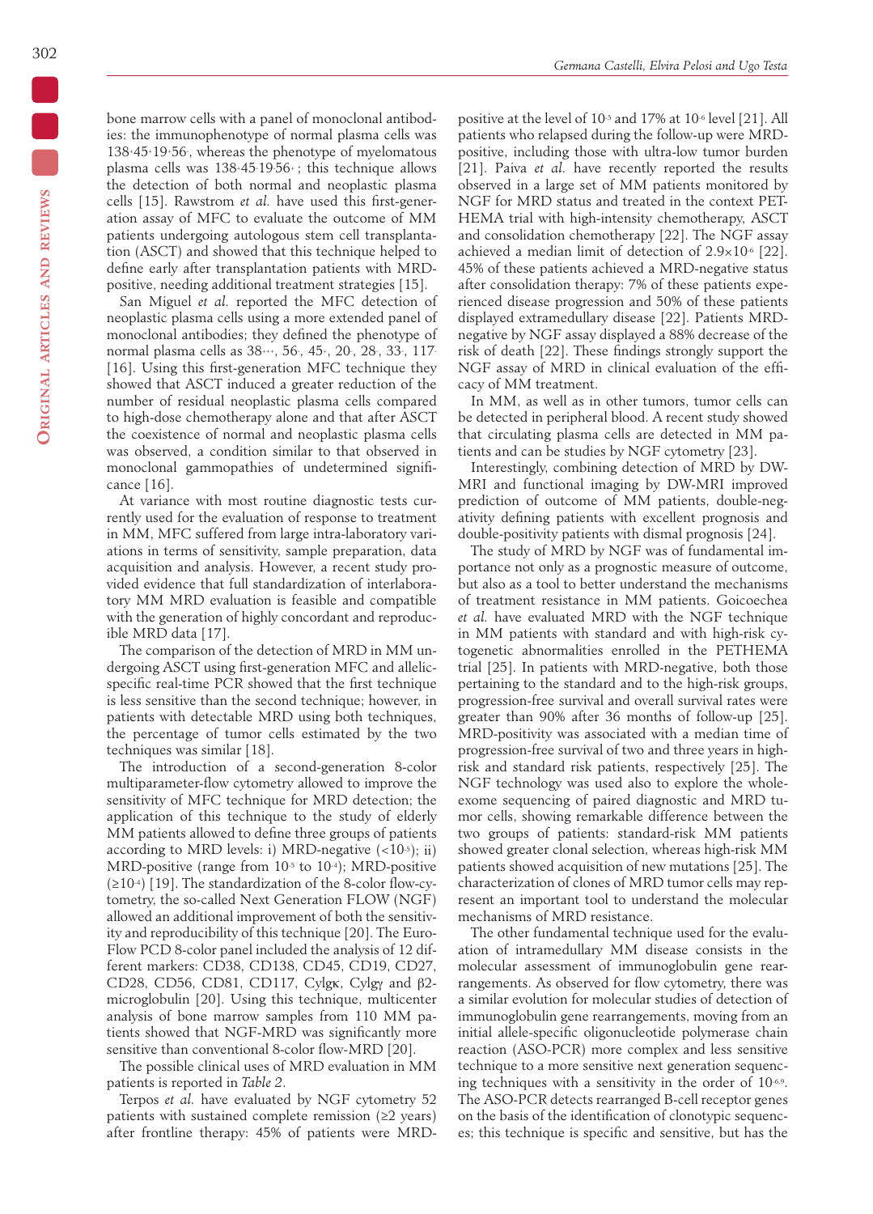bone marrow cells with a panel of monoclonal antibodies: the immunophenotype of normal plasma cells was $138^{+}45^{+}19^{+}56^{-}$, whereas the phenotype of myelomatous plasma cells was $138^{+}45^{-}19^{-}56^{+}$; this technique allows the detection of both normal and neoplastic plasma cells [15]. Rawstrom *et al.* have used this first-generation assay of MFC to evaluate the outcome of MM patients undergoing autologous stem cell transplantation (ASCT) and showed that this technique helped to define early after transplantation patients with MRD-positive, needing additional treatment strategies [15].

San Miguel *et al.* reported the MFC detection of neoplastic plasma cells using a more extended panel of monoclonal antibodies; they defined the phenotype of normal plasma cells as $38^{+++}$, $56^{-}$, $45^{+}$, $20^{-}$, $28^{-}$, $33^{-}$, $117^{-}$ [16]. Using this first-generation MFC technique they showed that ASCT induced a greater reduction of the number of residual neoplastic plasma cells compared to high-dose chemotherapy alone and that after ASCT the coexistence of normal and neoplastic plasma cells was observed, a condition similar to that observed in monoclonal gammopathies of undetermined significance [16].

At variance with most routine diagnostic tests currently used for the evaluation of response to treatment in MM, MFC suffered from large intra-laboratory variations in terms of sensitivity, sample preparation, data acquisition and analysis. However, a recent study provided evidence that full standardization of interlaboratory MM MRD evaluation is feasible and compatible with the generation of highly concordant and reproducible MRD data [17].

The comparison of the detection of MRD in MM undergoing ASCT using first-generation MFC and allelic-specific real-time PCR showed that the first technique is less sensitive than the second technique; however, in patients with detectable MRD using both techniques, the percentage of tumor cells estimated by the two techniques was similar [18].

The introduction of a second-generation 8-color multiparameter-flow cytometry allowed to improve the sensitivity of MFC technique for MRD detection; the application of this technique to the study of elderly MM patients allowed to define three groups of patients according to MRD levels: i) MRD-negative ($<10^{-5}$); ii) MRD-positive (range from $10^{-5}$ to $10^{-4}$); MRD-positive ($\geq 10^{-4}$) [19]. The standardization of the 8-color flow-cytometry, the so-called Next Generation FLOW (NGF) allowed an additional improvement of both the sensitivity and reproducibility of this technique [20]. The EuroFlow PCD 8-color panel included the analysis of 12 different markers: CD38, CD138, CD45, CD19, CD27, CD28, CD56, CD81, CD117, CyIgκ, CyIgγ and β2-microglobulin [20]. Using this technique, multicenter analysis of bone marrow samples from 110 MM patients showed that NGF-MRD was significantly more sensitive than conventional 8-color flow-MRD [20].

The possible clinical uses of MRD evaluation in MM patients is reported in *Table 2*.

Terpos *et al.* have evaluated by NGF cytometry 52 patients with sustained complete remission (≥2 years) after frontline therapy: 45% of patients were MRD-positive at the level of $10^{-5}$ and 17% at $10^{-6}$ level [21]. All patients who relapsed during the follow-up were MRD-positive, including those with ultra-low tumor burden [21]. Paiva *et al.* have recently reported the results observed in a large set of MM patients monitored by NGF for MRD status and treated in the context PETHEMA trial with high-intensity chemotherapy, ASCT and consolidation chemotherapy [22]. The NGF assay achieved a median limit of detection of $2.9\times10^{-6}$ [22]. 45% of these patients achieved a MRD-negative status after consolidation therapy: 7% of these patients experienced disease progression and 50% of these patients displayed extramedullary disease [22]. Patients MRD-negative by NGF assay displayed a 88% decrease of the risk of death [22]. These findings strongly support the NGF assay of MRD in clinical evaluation of the efficacy of MM treatment.

In MM, as well as in other tumors, tumor cells can be detected in peripheral blood. A recent study showed that circulating plasma cells are detected in MM patients and can be studies by NGF cytometry [23].

Interestingly, combining detection of MRD by DW-MRI and functional imaging by DW-MRI improved prediction of outcome of MM patients, double-negativity defining patients with excellent prognosis and double-positivity patients with dismal prognosis [24].

The study of MRD by NGF was of fundamental importance not only as a prognostic measure of outcome, but also as a tool to better understand the mechanisms of treatment resistance in MM patients. Goicoechea *et al.* have evaluated MRD with the NGF technique in MM patients with standard and with high-risk cytogenetic abnormalities enrolled in the PETHEMA trial [25]. In patients with MRD-negative, both those pertaining to the standard and to the high-risk groups, progression-free survival and overall survival rates were greater than 90% after 36 months of follow-up [25]. MRD-positivity was associated with a median time of progression-free survival of two and three years in high-risk and standard risk patients, respectively [25]. The NGF technology was used also to explore the whole-exome sequencing of paired diagnostic and MRD tumor cells, showing remarkable difference between the two groups of patients: standard-risk MM patients showed greater clonal selection, whereas high-risk MM patients showed acquisition of new mutations [25]. The characterization of clones of MRD tumor cells may represent an important tool to understand the molecular mechanisms of MRD resistance.

The other fundamental technique used for the evaluation of intramedullary MM disease consists in the molecular assessment of immunoglobulin gene rearrangements. As observed for flow cytometry, there was a similar evolution for molecular studies of detection of immunoglobulin gene rearrangements, moving from an initial allele-specific oligonucleotide polymerase chain reaction (ASO-PCR) more complex and less sensitive technique to a more sensitive next generation sequencing techniques with a sensitivity in the order of $10^{-6-9}$. The ASO-PCR detects rearranged B-cell receptor genes on the basis of the identification of clonotypic sequences; this technique is specific and sensitive, but has the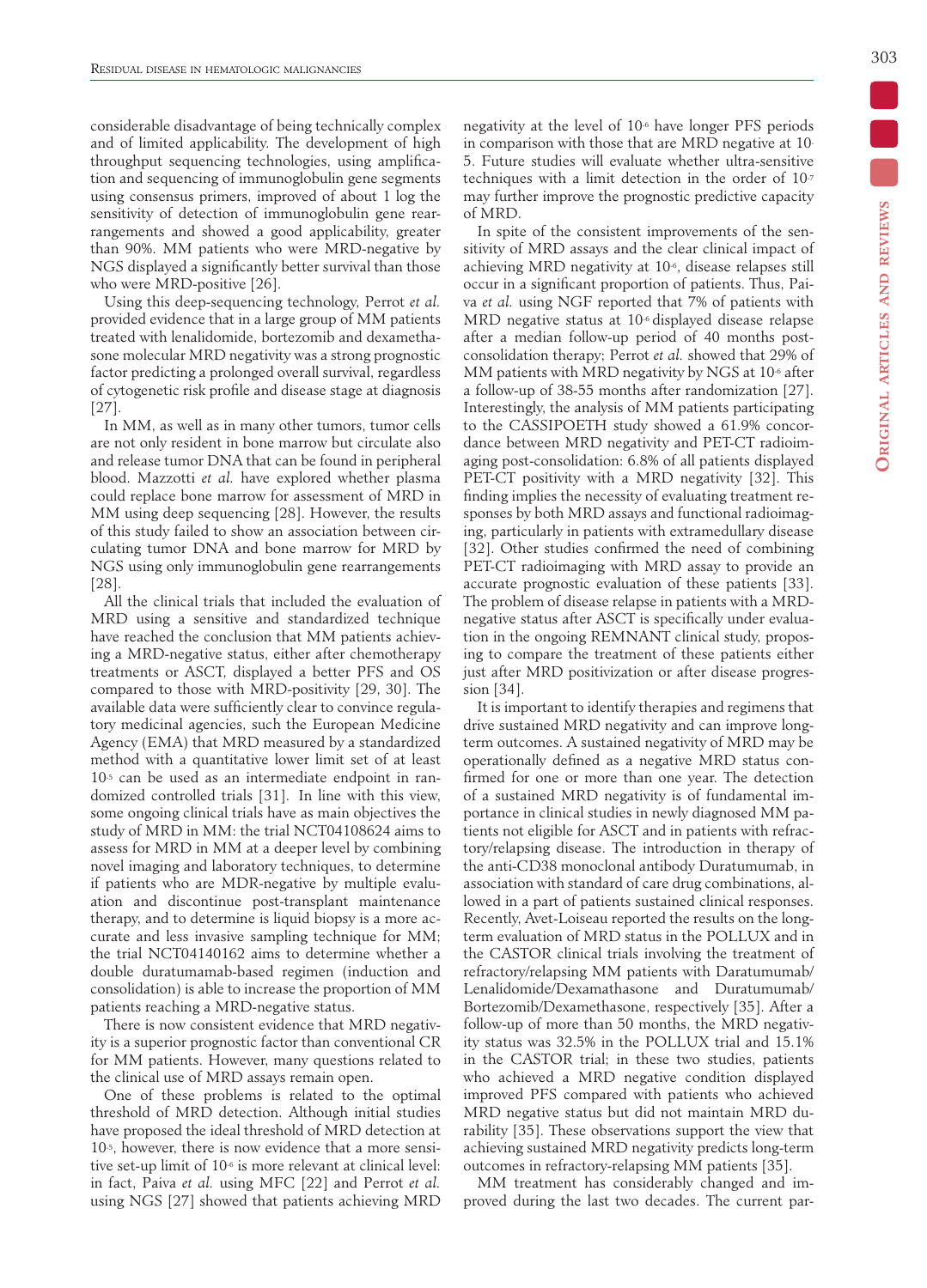considerable disadvantage of being technically complex and of limited applicability. The development of high throughput sequencing technologies, using amplification and sequencing of immunoglobulin gene segments using consensus primers, improved of about 1 log the sensitivity of detection of immunoglobulin gene rearrangements and showed a good applicability, greater than 90%. MM patients who were MRD-negative by NGS displayed a significantly better survival than those who were MRD-positive [26].

Using this deep-sequencing technology, Perrot *et al.* provided evidence that in a large group of MM patients treated with lenalidomide, bortezomib and dexamethasone molecular MRD negativity was a strong prognostic factor predicting a prolonged overall survival, regardless of cytogenetic risk profile and disease stage at diagnosis [27].

In MM, as well as in many other tumors, tumor cells are not only resident in bone marrow but circulate also and release tumor DNA that can be found in peripheral blood. Mazzotti *et al.* have explored whether plasma could replace bone marrow for assessment of MRD in MM using deep sequencing [28]. However, the results of this study failed to show an association between circulating tumor DNA and bone marrow for MRD by NGS using only immunoglobulin gene rearrangements [28].

All the clinical trials that included the evaluation of MRD using a sensitive and standardized technique have reached the conclusion that MM patients achieving a MRD-negative status, either after chemotherapy treatments or ASCT, displayed a better PFS and OS compared to those with MRD-positivity [29, 30]. The available data were sufficiently clear to convince regulatory medicinal agencies, such the European Medicine Agency (EMA) that MRD measured by a standardized method with a quantitative lower limit set of at least $10^{-5}$ can be used as an intermediate endpoint in randomized controlled trials [31]. In line with this view, some ongoing clinical trials have as main objectives the study of MRD in MM: the trial NCT04108624 aims to assess for MRD in MM at a deeper level by combining novel imaging and laboratory techniques, to determine if patients who are MDR-negative by multiple evaluation and discontinue post-transplant maintenance therapy, and to determine is liquid biopsy is a more accurate and less invasive sampling technique for MM; the trial NCT04140162 aims to determine whether a double duratumamab-based regimen (induction and consolidation) is able to increase the proportion of MM patients reaching a MRD-negative status.

There is now consistent evidence that MRD negativity is a superior prognostic factor than conventional CR for MM patients. However, many questions related to the clinical use of MRD assays remain open.

One of these problems is related to the optimal threshold of MRD detection. Although initial studies have proposed the ideal threshold of MRD detection at $10^{-5}$, however, there is now evidence that a more sensitive set-up limit of $10^{-6}$ is more relevant at clinical level: in fact, Paiva *et al.* using MFC [22] and Perrot *et al.* using NGS [27] showed that patients achieving MRD negativity at the level of $10^{-6}$ have longer PFS periods in comparison with those that are MRD negative at $10^{-5}$. Future studies will evaluate whether ultra-sensitive techniques with a limit detection in the order of $10^{-7}$ may further improve the prognostic predictive capacity of MRD.

In spite of the consistent improvements of the sensitivity of MRD assays and the clear clinical impact of achieving MRD negativity at $10^{-6}$, disease relapses still occur in a significant proportion of patients. Thus, Paiva *et al.* using NGF reported that 7% of patients with MRD negative status at $10^{-6}$ displayed disease relapse after a median follow-up period of 40 months post-consolidation therapy; Perrot *et al.* showed that 29% of MM patients with MRD negativity by NGS at $10^{-6}$ after a follow-up of 38-55 months after randomization [27]. Interestingly, the analysis of MM patients participating to the CASSIPOETH study showed a 61.9% concordance between MRD negativity and PET-CT radioimaging post-consolidation: 6.8% of all patients displayed PET-CT positivity with a MRD negativity [32]. This finding implies the necessity of evaluating treatment responses by both MRD assays and functional radioimaging, particularly in patients with extramedullary disease [32]. Other studies confirmed the need of combining PET-CT radioimaging with MRD assay to provide an accurate prognostic evaluation of these patients [33]. The problem of disease relapse in patients with a MRD-negative status after ASCT is specifically under evaluation in the ongoing REMNANT clinical study, proposing to compare the treatment of these patients either just after MRD positivization or after disease progression [34].

It is important to identify therapies and regimens that drive sustained MRD negativity and can improve long-term outcomes. A sustained negativity of MRD may be operationally defined as a negative MRD status confirmed for one or more than one year. The detection of a sustained MRD negativity is of fundamental importance in clinical studies in newly diagnosed MM patients not eligible for ASCT and in patients with refractory/relapsing disease. The introduction in therapy of the anti-CD38 monoclonal antibody Duratumumab, in association with standard of care drug combinations, allowed in a part of patients sustained clinical responses. Recently, Avet-Loiseau reported the results on the long-term evaluation of MRD status in the POLLUX and in the CASTOR clinical trials involving the treatment of refractory/relapsing MM patients with Daratumumab/Lenalidomide/Dexamathasone and Duratumumab/Bortezomib/Dexamethasone, respectively [35]. After a follow-up of more than 50 months, the MRD negativity status was 32.5% in the POLLUX trial and 15.1% in the CASTOR trial; in these two studies, patients who achieved a MRD negative condition displayed improved PFS compared with patients who achieved MRD negative status but did not maintain MRD durability [35]. These observations support the view that achieving sustained MRD negativity predicts long-term outcomes in refractory-relapsing MM patients [35].

MM treatment has considerably changed and improved during the last two decades. The current par-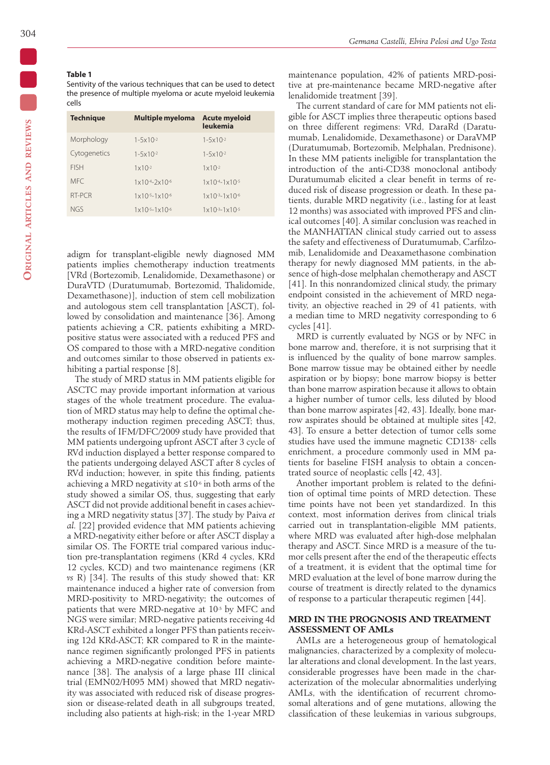**Table 1**
Sentivity of the various techniques that can be used to detect the presence of multiple myeloma or acute myeloid leukemia cells

| Technique | Multiple myeloma | Acute myeloid leukemia |
|---|---|---|
| Morphology | $1\text{-}5\times10^{-2}$ | $1\text{-}5\times10^{-2}$ |
| Cytogenetics | $1\text{-}5\times10^{-2}$ | $1\text{-}5\times10^{-2}$ |
| FISH | $1\times10^{-2}$ | $1\times10^{-2}$ |
| MFC | $1\times10^{-4}\text{-}2\times10^{-6}$ | $1\times10^{-4}\text{-}1\times10^{-5}$ |
| RT-PCR | $1\times10^{-5}\text{-}1\times10^{-6}$ | $1\times10^{-3}\text{-}1\times10^{-6}$ |
| NGS | $1\times10^{-5}\text{-}1\times10^{-6}$ | $1\times10^{-3}\text{-}1\times10^{-5}$ |

adigm for transplant-eligible newly diagnosed MM patients implies chemotherapy induction treatments [VRd (Bortezomib, Lenalidomide, Dexamethasone) or DuraVTD (Duratumumab, Bortezomid, Thalidomide, Dexamethasone)], induction of stem cell mobilization and autologous stem cell transplantation [ASCT), followed by consolidation and maintenance [36]. Among patients achieving a CR, patients exhibiting a MRD-positive status were associated with a reduced PFS and OS compared to those with a MRD-negative condition and outcomes similar to those observed in patients exhibiting a partial response [8].

The study of MRD status in MM patients eligible for ASCTC may provide important information at various stages of the whole treatment procedure. The evaluation of MRD status may help to define the optimal chemotherapy induction regimen preceding ASCT; thus, the results of IFM/DFC/2009 study have provided that MM patients undergoing upfront ASCT after 3 cycle of RVd induction displayed a better response compared to the patients undergoing delayed ASCT after 8 cycles of RVd induction; however, in spite this finding, patients achieving a MRD negativity at $\leq10^{-6}$ in both arms of the study showed a similar OS, thus, suggesting that early ASCT did not provide additional benefit in cases achieving a MRD negativity status [37]. The study by Paiva *et al.* [22] provided evidence that MM patients achieving a MRD-negativity either before or after ASCT display a similar OS. The FORTE trial compared various induction pre-transplantation regimens (KRd 4 cycles, KRd 12 cycles, KCD) and two maintenance regimens (KR *vs* R) [34]. The results of this study showed that: KR maintenance induced a higher rate of conversion from MRD-positivity to MRD-negativity; the outcomes of patients that were MRD-negative at $10^{-5}$ by MFC and NGS were similar; MRD-negative patients receiving 4d KRd-ASCT exhibited a longer PFS than patients receiving 12d KRd-ASCT; KR compared to R in the maintenance regimen significantly prolonged PFS in patients achieving a MRD-negative condition before maintenance [38]. The analysis of a large phase III clinical trial (EMN02/H095 MM) showed that MRD negativity was associated with reduced risk of disease progression or disease-related death in all subgroups treated, including also patients at high-risk; in the 1-year MRD maintenance population, 42% of patients MRD-positive at pre-maintenance became MRD-negative after lenalidomide treatment [39].

The current standard of care for MM patients not eligible for ASCT implies three therapeutic options based on three different regimens: VRd, DaraRd (Daratumumab, Lenalidomide, Dexamethasone) or DaraVMP (Duratumumab, Bortezomib, Melphalan, Prednisone). In these MM patients ineligible for transplantation the introduction of the anti-CD38 monoclonal antibody Duratumumab elicited a clear benefit in terms of reduced risk of disease progression or death. In these patients, durable MRD negativity (i.e., lasting for at least 12 months) was associated with improved PFS and clinical outcomes [40]. A similar conclusion was reached in the MANHATTAN clinical study carried out to assess the safety and effectiveness of Duratumumab, Carfilzomib, Lenalidomide and Deaxamethasone combination therapy for newly diagnosed MM patients, in the absence of high-dose melphalan chemotherapy and ASCT [41]. In this nonrandomized clinical study, the primary endpoint consisted in the achievement of MRD negativity, an objective reached in 29 of 41 patients, with a median time to MRD negativity corresponding to 6 cycles [41].

MRD is currently evaluated by NGS or by NFC in bone marrow and, therefore, it is not surprising that it is influenced by the quality of bone marrow samples. Bone marrow tissue may be obtained either by needle aspiration or by biopsy; bone marrow biopsy is better than bone marrow aspiration because it allows to obtain a higher number of tumor cells, less diluted by blood than bone marrow aspirates [42, 43]. Ideally, bone marrow aspirates should be obtained at multiple sites [42, 43]. To ensure a better detection of tumor cells some studies have used the immune magnetic CD138+ cells enrichment, a procedure commonly used in MM patients for baseline FISH analysis to obtain a concentrated source of neoplastic cells [42, 43].

Another important problem is related to the definition of optimal time points of MRD detection. These time points have not been yet standardized. In this context, most information derives from clinical trials carried out in transplantation-eligible MM patients, where MRD was evaluated after high-dose melphalan therapy and ASCT. Since MRD is a measure of the tumor cells present after the end of the therapeutic effects of a treatment, it is evident that the optimal time for MRD evaluation at the level of bone marrow during the course of treatment is directly related to the dynamics of response to a particular therapeutic regimen [44].

## MRD IN THE PROGNOSIS AND TREATMENT ASSESSMENT OF AMLs

AMLs are a heterogeneous group of hematological malignancies, characterized by a complexity of molecular alterations and clonal development. In the last years, considerable progresses have been made in the characterization of the molecular abnormalities underlying AMLs, with the identification of recurrent chromosomal alterations and of gene mutations, allowing the classification of these leukemias in various subgroups,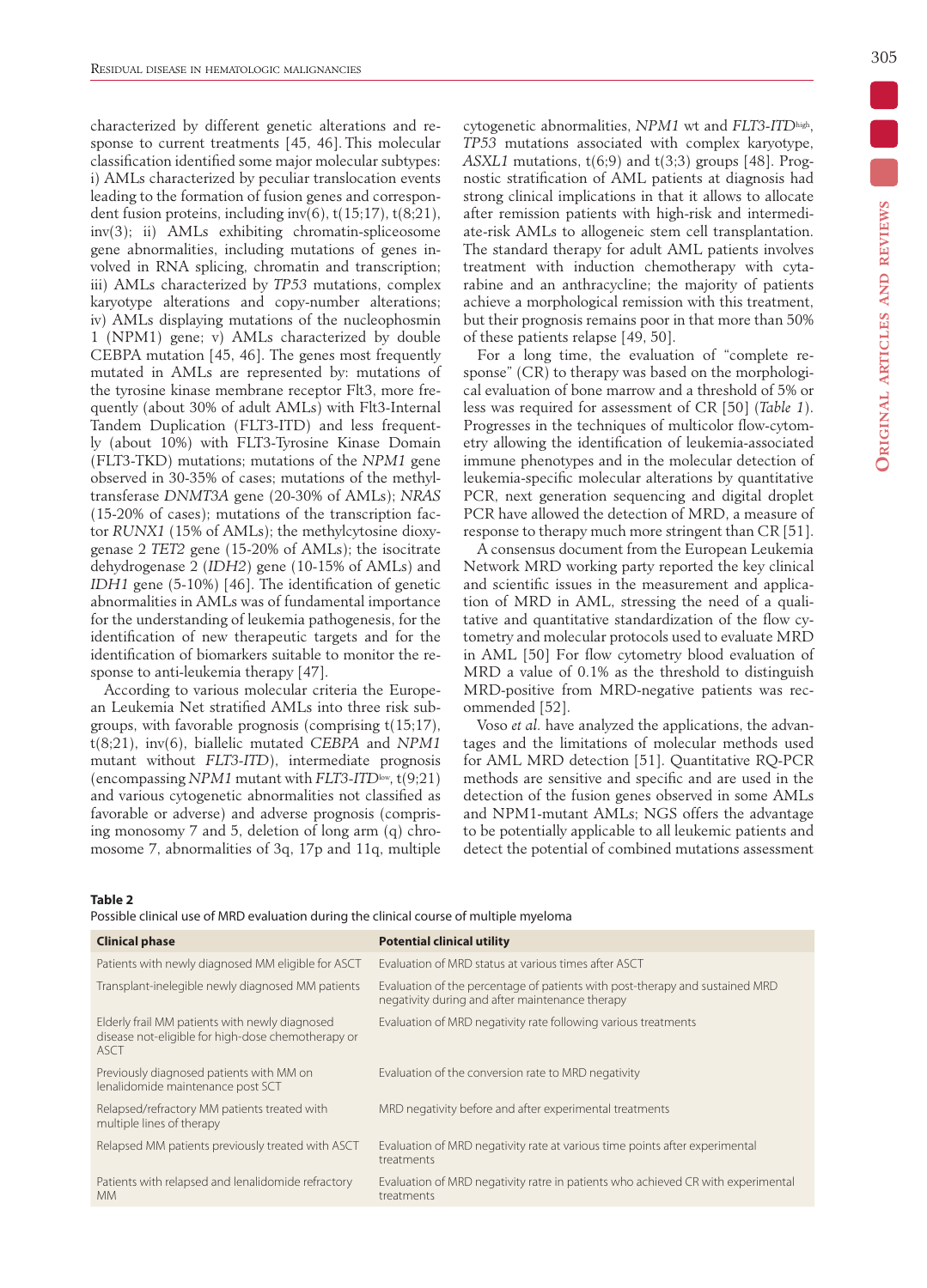characterized by different genetic alterations and response to current treatments [45, 46]. This molecular classification identified some major molecular subtypes: i) AMLs characterized by peculiar translocation events leading to the formation of fusion genes and correspondent fusion proteins, including inv(6), t(15;17), t(8;21), inv(3); ii) AMLs exhibiting chromatin-spliceosome gene abnormalities, including mutations of genes involved in RNA splicing, chromatin and transcription; iii) AMLs characterized by *TP53* mutations, complex karyotype alterations and copy-number alterations; iv) AMLs displaying mutations of the nucleophosmin 1 (NPM1) gene; v) AMLs characterized by double CEBPA mutation [45, 46]. The genes most frequently mutated in AMLs are represented by: mutations of the tyrosine kinase membrane receptor Flt3, more frequently (about 30% of adult AMLs) with Flt3-Internal Tandem Duplication (FLT3-ITD) and less frequently (about 10%) with FLT3-Tyrosine Kinase Domain (FLT3-TKD) mutations; mutations of the *NPM1* gene observed in 30-35% of cases; mutations of the methyltransferase *DNMT3A* gene (20-30% of AMLs); *NRAS* (15-20% of cases); mutations of the transcription factor *RUNX1* (15% of AMLs); the methylcytosine dioxygenase 2 *TET2* gene (15-20% of AMLs); the isocitrate dehydrogenase 2 (*IDH2*) gene (10-15% of AMLs) and *IDH1* gene (5-10%) [46]. The identification of genetic abnormalities in AMLs was of fundamental importance for the understanding of leukemia pathogenesis, for the identification of new therapeutic targets and for the identification of biomarkers suitable to monitor the response to anti-leukemia therapy [47].

According to various molecular criteria the European Leukemia Net stratified AMLs into three risk subgroups, with favorable prognosis (comprising t(15;17), t(8;21), inv(6), biallelic mutated *CEBPA* and *NPM1* mutant without *FLT3-ITD*), intermediate prognosis (encompassing *NPM1* mutant with *FLT3-ITD*$^{low}$, t(9;21) and various cytogenetic abnormalities not classified as favorable or adverse) and adverse prognosis (comprising monosomy 7 and 5, deletion of long arm (q) chromosome 7, abnormalities of 3q, 17p and 11q, multiple cytogenetic abnormalities, *NPM1* wt and *FLT3-ITD*$^{high}$, *TP53* mutations associated with complex karyotype, *ASXL1* mutations, t(6;9) and t(3;3) groups [48]. Prognostic stratification of AML patients at diagnosis had strong clinical implications in that it allows to allocate after remission patients with high-risk and intermediate-risk AMLs to allogeneic stem cell transplantation. The standard therapy for adult AML patients involves treatment with induction chemotherapy with cytarabine and an anthracycline; the majority of patients achieve a morphological remission with this treatment, but their prognosis remains poor in that more than 50% of these patients relapse [49, 50].

For a long time, the evaluation of "complete response" (CR) to therapy was based on the morphological evaluation of bone marrow and a threshold of 5% or less was required for assessment of CR [50] (*Table 1*). Progresses in the techniques of multicolor flow-cytometry allowing the identification of leukemia-associated immune phenotypes and in the molecular detection of leukemia-specific molecular alterations by quantitative PCR, next generation sequencing and digital droplet PCR have allowed the detection of MRD, a measure of response to therapy much more stringent than CR [51].

A consensus document from the European Leukemia Network MRD working party reported the key clinical and scientific issues in the measurement and application of MRD in AML, stressing the need of a qualitative and quantitative standardization of the flow cytometry and molecular protocols used to evaluate MRD in AML [50] For flow cytometry blood evaluation of MRD a value of 0.1% as the threshold to distinguish MRD-positive from MRD-negative patients was recommended [52].

Voso *et al.* have analyzed the applications, the advantages and the limitations of molecular methods used for AML MRD detection [51]. Quantitative RQ-PCR methods are sensitive and specific and are used in the detection of the fusion genes observed in some AMLs and NPM1-mutant AMLs; NGS offers the advantage to be potentially applicable to all leukemic patients and detect the potential of combined mutations assessment

**Table 2**

Possible clinical use of MRD evaluation during the clinical course of multiple myeloma

| Clinical phase | Potential clinical utility |
|---|---|
| Patients with newly diagnosed MM eligible for ASCT | Evaluation of MRD status at various times after ASCT |
| Transplant-inelegible newly diagnosed MM patients | Evaluation of the percentage of patients with post-therapy and sustained MRD negativity during and after maintenance therapy |
| Elderly frail MM patients with newly diagnosed disease not-eligible for high-dose chemotherapy or ASCT | Evaluation of MRD negativity rate following various treatments |
| Previously diagnosed patients with MM on lenalidomide maintenance post SCT | Evaluation of the conversion rate to MRD negativity |
| Relapsed/refractory MM patients treated with multiple lines of therapy | MRD negativity before and after experimental treatments |
| Relapsed MM patients previously treated with ASCT | Evaluation of MRD negativity rate at various time points after experimental treatments |
| Patients with relapsed and lenalidomide refractory MM | Evaluation of MRD negativity ratre in patients who achieved CR with experimental treatments |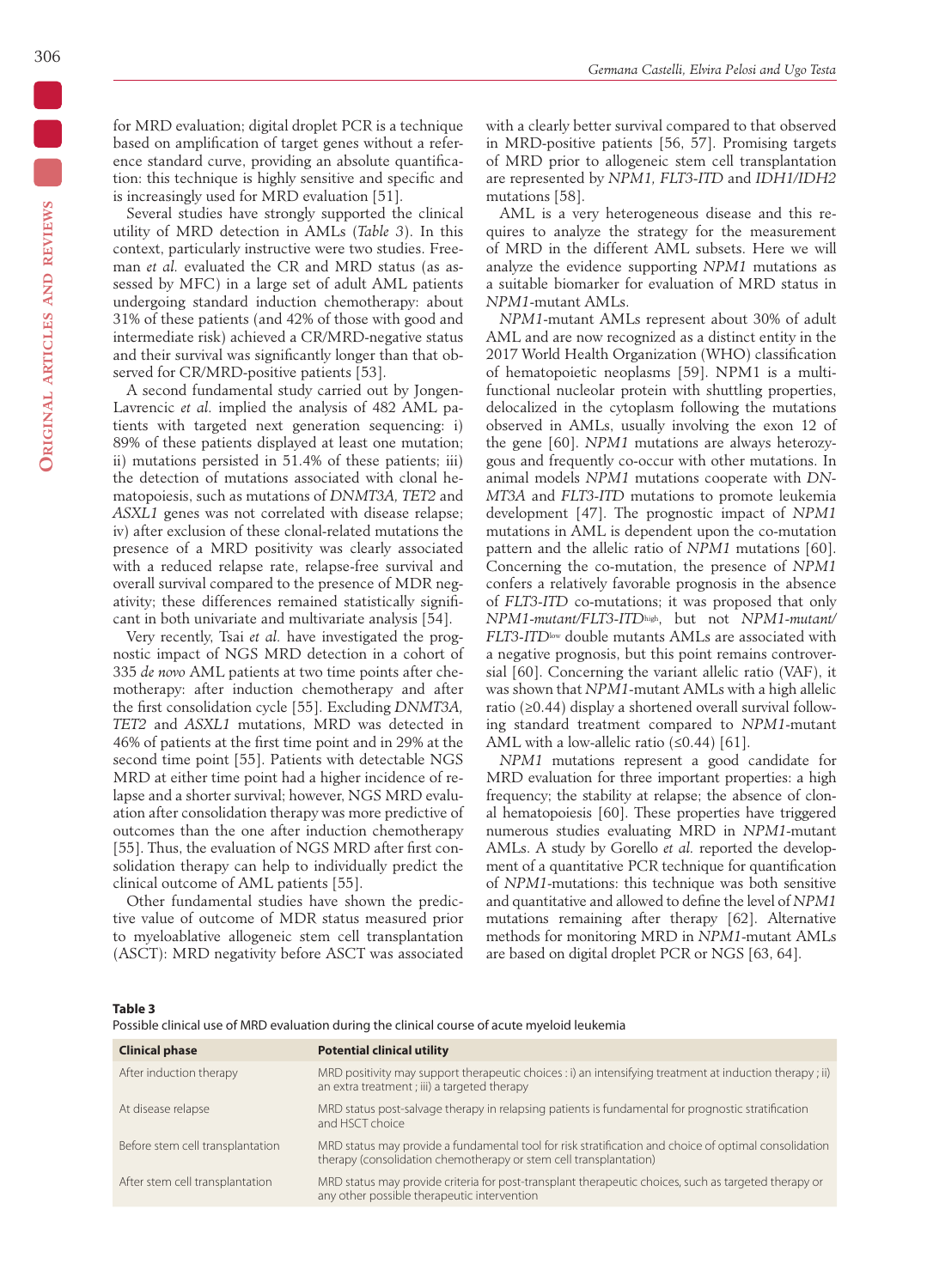for MRD evaluation; digital droplet PCR is a technique based on amplification of target genes without a reference standard curve, providing an absolute quantification: this technique is highly sensitive and specific and is increasingly used for MRD evaluation [51].

Several studies have strongly supported the clinical utility of MRD detection in AMLs (*Table 3*). In this context, particularly instructive were two studies. Freeman *et al.* evaluated the CR and MRD status (as assessed by MFC) in a large set of adult AML patients undergoing standard induction chemotherapy: about 31% of these patients (and 42% of those with good and intermediate risk) achieved a CR/MRD-negative status and their survival was significantly longer than that observed for CR/MRD-positive patients [53].

A second fundamental study carried out by Jongen-Lavrencic *et al.* implied the analysis of 482 AML patients with targeted next generation sequencing: i) 89% of these patients displayed at least one mutation; ii) mutations persisted in 51.4% of these patients; iii) the detection of mutations associated with clonal hematopoiesis, such as mutations of *DNMT3A, TET2* and *ASXL1* genes was not correlated with disease relapse; iv) after exclusion of these clonal-related mutations the presence of a MRD positivity was clearly associated with a reduced relapse rate, relapse-free survival and overall survival compared to the presence of MDR negativity; these differences remained statistically significant in both univariate and multivariate analysis [54].

Very recently, Tsai *et al.* have investigated the prognostic impact of NGS MRD detection in a cohort of 335 *de novo* AML patients at two time points after chemotherapy: after induction chemotherapy and after the first consolidation cycle [55]. Excluding *DNMT3A, TET2* and *ASXL1* mutations, MRD was detected in 46% of patients at the first time point and in 29% at the second time point [55]. Patients with detectable NGS MRD at either time point had a higher incidence of relapse and a shorter survival; however, NGS MRD evaluation after consolidation therapy was more predictive of outcomes than the one after induction chemotherapy [55]. Thus, the evaluation of NGS MRD after first consolidation therapy can help to individually predict the clinical outcome of AML patients [55].

Other fundamental studies have shown the predictive value of outcome of MDR status measured prior to myeloablative allogeneic stem cell transplantation (ASCT): MRD negativity before ASCT was associated with a clearly better survival compared to that observed in MRD-positive patients [56, 57]. Promising targets of MRD prior to allogeneic stem cell transplantation are represented by *NPM1, FLT3-ITD* and *IDH1/IDH2* mutations [58].

AML is a very heterogeneous disease and this requires to analyze the strategy for the measurement of MRD in the different AML subsets. Here we will analyze the evidence supporting *NPM1* mutations as a suitable biomarker for evaluation of MRD status in *NPM1*-mutant AMLs.

*NPM1*-mutant AMLs represent about 30% of adult AML and are now recognized as a distinct entity in the 2017 World Health Organization (WHO) classification of hematopoietic neoplasms [59]. NPM1 is a multifunctional nucleolar protein with shuttling properties, delocalized in the cytoplasm following the mutations observed in AMLs, usually involving the exon 12 of the gene [60]. *NPM1* mutations are always heterozygous and frequently co-occur with other mutations. In animal models *NPM1* mutations cooperate with *DNMT3A* and *FLT3-ITD* mutations to promote leukemia development [47]. The prognostic impact of *NPM1* mutations in AML is dependent upon the co-mutation pattern and the allelic ratio of *NPM1* mutations [60]. Concerning the co-mutation, the presence of *NPM1* confers a relatively favorable prognosis in the absence of *FLT3-ITD* co-mutations; it was proposed that only *NPM1-mutant/FLT3-ITD*$^{high}$, but not *NPM1-mutant/FLT3-ITD*$^{low}$ double mutants AMLs are associated with a negative prognosis, but this point remains controversial [60]. Concerning the variant allelic ratio (VAF), it was shown that *NPM1*-mutant AMLs with a high allelic ratio (≥0.44) display a shortened overall survival following standard treatment compared to *NPM1*-mutant AML with a low-allelic ratio (≤0.44) [61].

*NPM1* mutations represent a good candidate for MRD evaluation for three important properties: a high frequency; the stability at relapse; the absence of clonal hematopoiesis [60]. These properties have triggered numerous studies evaluating MRD in *NPM1*-mutant AMLs. A study by Gorello *et al.* reported the development of a quantitative PCR technique for quantification of *NPM1*-mutations: this technique was both sensitive and quantitative and allowed to define the level of *NPM1* mutations remaining after therapy [62]. Alternative methods for monitoring MRD in *NPM1*-mutant AMLs are based on digital droplet PCR or NGS [63, 64].

**Table 3**
Possible clinical use of MRD evaluation during the clinical course of acute myeloid leukemia

| Clinical phase | Potential clinical utility |
|---|---|
| After induction therapy | MRD positivity may support therapeutic choices : i) an intensifying treatment at induction therapy ; ii) an extra treatment ; iii) a targeted therapy |
| At disease relapse | MRD status post-salvage therapy in relapsing patients is fundamental for prognostic stratification and HSCT choice |
| Before stem cell transplantation | MRD status may provide a fundamental tool for risk stratification and choice of optimal consolidation therapy (consolidation chemotherapy or stem cell transplantation) |
| After stem cell transplantation | MRD status may provide criteria for post-transplant therapeutic choices, such as targeted therapy or any other possible therapeutic intervention |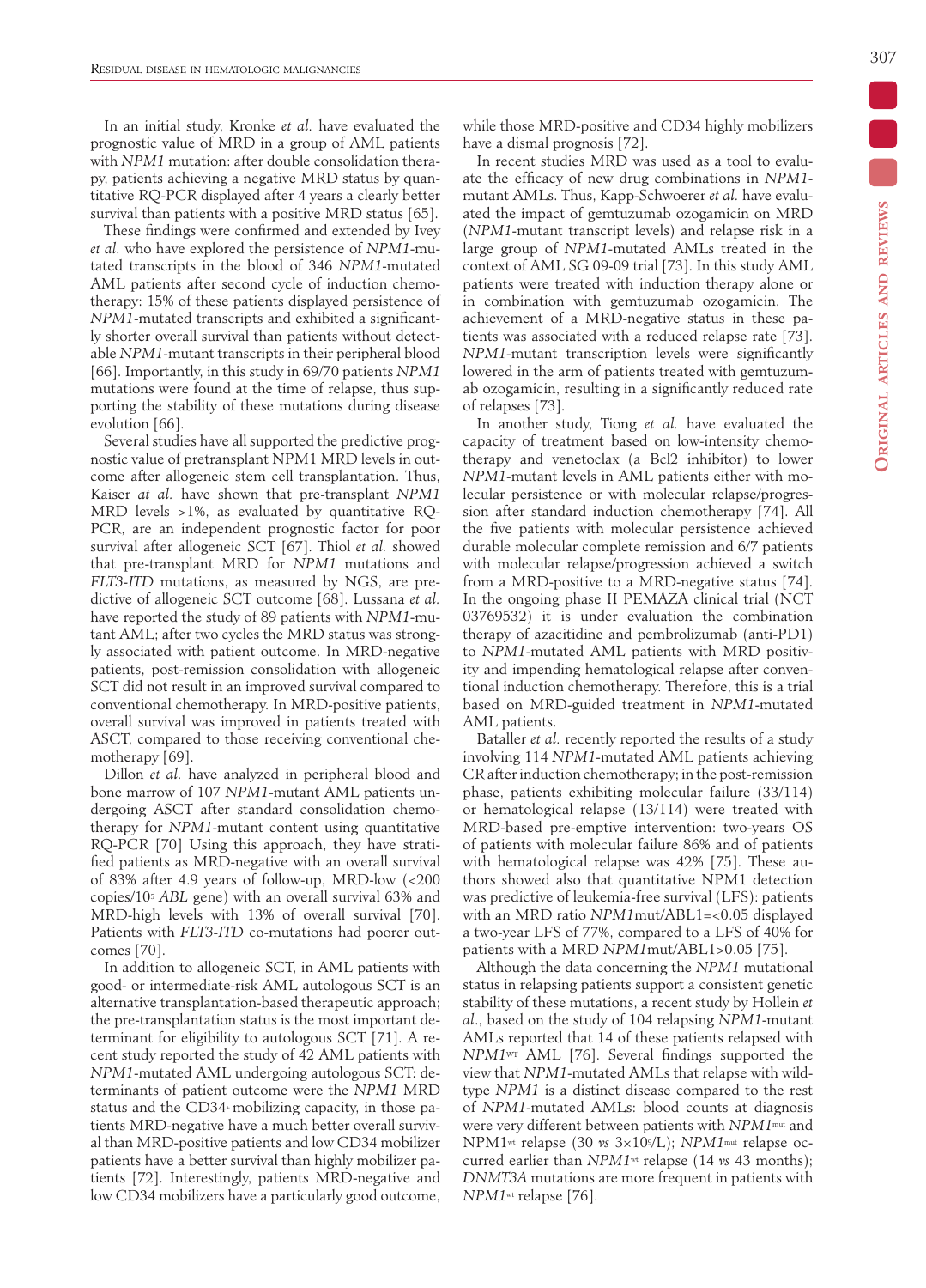In an initial study, Kronke *et al.* have evaluated the prognostic value of MRD in a group of AML patients with *NPM1* mutation: after double consolidation therapy, patients achieving a negative MRD status by quantitative RQ-PCR displayed after 4 years a clearly better survival than patients with a positive MRD status [65].

These findings were confirmed and extended by Ivey *et al.* who have explored the persistence of *NPM1*-mutated transcripts in the blood of 346 *NPM1*-mutated AML patients after second cycle of induction chemotherapy: 15% of these patients displayed persistence of *NPM1*-mutated transcripts and exhibited a significantly shorter overall survival than patients without detectable *NPM1*-mutant transcripts in their peripheral blood [66]. Importantly, in this study in 69/70 patients *NPM1* mutations were found at the time of relapse, thus supporting the stability of these mutations during disease evolution [66].

Several studies have all supported the predictive prognostic value of pretransplant NPM1 MRD levels in outcome after allogeneic stem cell transplantation. Thus, Kaiser *at al.* have shown that pre-transplant *NPM1* MRD levels >1%, as evaluated by quantitative RQ-PCR, are an independent prognostic factor for poor survival after allogeneic SCT [67]. Thiol *et al.* showed that pre-transplant MRD for *NPM1* mutations and *FLT3-ITD* mutations, as measured by NGS, are predictive of allogeneic SCT outcome [68]. Lussana *et al.* have reported the study of 89 patients with *NPM1*-mutant AML; after two cycles the MRD status was strongly associated with patient outcome. In MRD-negative patients, post-remission consolidation with allogeneic SCT did not result in an improved survival compared to conventional chemotherapy. In MRD-positive patients, overall survival was improved in patients treated with ASCT, compared to those receiving conventional chemotherapy [69].

Dillon *et al.* have analyzed in peripheral blood and bone marrow of 107 *NPM1*-mutant AML patients undergoing ASCT after standard consolidation chemotherapy for *NPM1*-mutant content using quantitative RQ-PCR [70] Using this approach, they have stratified patients as MRD-negative with an overall survival of 83% after 4.9 years of follow-up, MRD-low (<200 copies/$10^5$ *ABL* gene) with an overall survival 63% and MRD-high levels with 13% of overall survival [70]. Patients with *FLT3-ITD* co-mutations had poorer outcomes [70].

In addition to allogeneic SCT, in AML patients with good- or intermediate-risk AML autologous SCT is an alternative transplantation-based therapeutic approach; the pre-transplantation status is the most important determinant for eligibility to autologous SCT [71]. A recent study reported the study of 42 AML patients with *NPM1*-mutated AML undergoing autologous SCT: determinants of patient outcome were the *NPM1* MRD status and the $CD34^+$ mobilizing capacity, in those patients MRD-negative have a much better overall survival than MRD-positive patients and low CD34 mobilizer patients have a better survival than highly mobilizer patients [72]. Interestingly, patients MRD-negative and low CD34 mobilizers have a particularly good outcome, while those MRD-positive and CD34 highly mobilizers have a dismal prognosis [72].

In recent studies MRD was used as a tool to evaluate the efficacy of new drug combinations in *NPM1*-mutant AMLs. Thus, Kapp-Schwoerer *et al.* have evaluated the impact of gemtuzumab ozogamicin on MRD (*NPM1*-mutant transcript levels) and relapse risk in a large group of *NPM1*-mutated AMLs treated in the context of AML SG 09-09 trial [73]. In this study AML patients were treated with induction therapy alone or in combination with gemtuzumab ozogamicin. The achievement of a MRD-negative status in these patients was associated with a reduced relapse rate [73]. *NPM1*-mutant transcription levels were significantly lowered in the arm of patients treated with gemtuzumab ozogamicin, resulting in a significantly reduced rate of relapses [73].

In another study, Tiong *et al.* have evaluated the capacity of treatment based on low-intensity chemotherapy and venetoclax (a Bcl2 inhibitor) to lower *NPM1*-mutant levels in AML patients either with molecular persistence or with molecular relapse/progression after standard induction chemotherapy [74]. All the five patients with molecular persistence achieved durable molecular complete remission and 6/7 patients with molecular relapse/progression achieved a switch from a MRD-positive to a MRD-negative status [74]. In the ongoing phase II PEMAZA clinical trial (NCT 03769532) it is under evaluation the combination therapy of azacitidine and pembrolizumab (anti-PD1) to *NPM1*-mutated AML patients with MRD positivity and impending hematological relapse after conventional induction chemotherapy. Therefore, this is a trial based on MRD-guided treatment in *NPM1*-mutated AML patients.

Bataller *et al.* recently reported the results of a study involving 114 *NPM1*-mutated AML patients achieving CR after induction chemotherapy; in the post-remission phase, patients exhibiting molecular failure (33/114) or hematological relapse (13/114) were treated with MRD-based pre-emptive intervention: two-years OS of patients with molecular failure 86% and of patients with hematological relapse was 42% [75]. These authors showed also that quantitative NPM1 detection was predictive of leukemia-free survival (LFS): patients with an MRD ratio *NPM1*mut/ABL1=<0.05 displayed a two-year LFS of 77%, compared to a LFS of 40% for patients with a MRD *NPM1*mut/ABL1>0.05 [75].

Although the data concerning the *NPM1* mutational status in relapsing patients support a consistent genetic stability of these mutations, a recent study by Hollein *et al.*, based on the study of 104 relapsing *NPM1*-mutant AMLs reported that 14 of these patients relapsed with $NPM1^{WT}$ AML [76]. Several findings supported the view that *NPM1*-mutated AMLs that relapse with wild-type *NPM1* is a distinct disease compared to the rest of *NPM1*-mutated AMLs: blood counts at diagnosis were very different between patients with $NPM1^{mut}$ and $NPM1^{wt}$ relapse (30 *vs* $3{\times}10^9$/L); $NPM1^{mut}$ relapse occurred earlier than $NPM1^{wt}$ relapse (14 *vs* 43 months); *DNMT3A* mutations are more frequent in patients with $NPM1^{wt}$ relapse [76].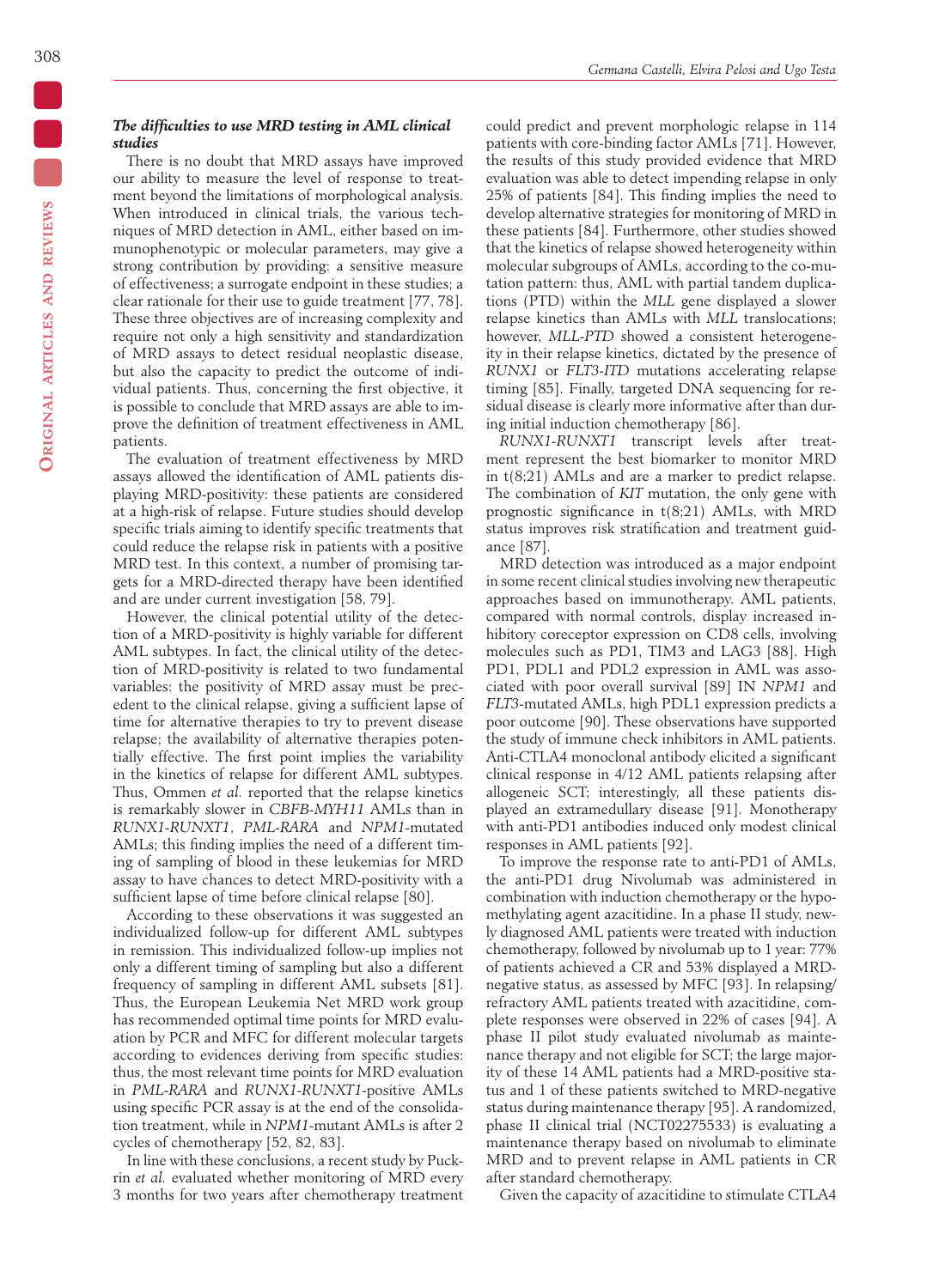### *The difficulties to use MRD testing in AML clinical studies*

There is no doubt that MRD assays have improved our ability to measure the level of response to treatment beyond the limitations of morphological analysis. When introduced in clinical trials, the various techniques of MRD detection in AML, either based on immunophenotypic or molecular parameters, may give a strong contribution by providing: a sensitive measure of effectiveness; a surrogate endpoint in these studies; a clear rationale for their use to guide treatment [77, 78]. These three objectives are of increasing complexity and require not only a high sensitivity and standardization of MRD assays to detect residual neoplastic disease, but also the capacity to predict the outcome of individual patients. Thus, concerning the first objective, it is possible to conclude that MRD assays are able to improve the definition of treatment effectiveness in AML patients.

The evaluation of treatment effectiveness by MRD assays allowed the identification of AML patients displaying MRD-positivity: these patients are considered at a high-risk of relapse. Future studies should develop specific trials aiming to identify specific treatments that could reduce the relapse risk in patients with a positive MRD test. In this context, a number of promising targets for a MRD-directed therapy have been identified and are under current investigation [58, 79].

However, the clinical potential utility of the detection of a MRD-positivity is highly variable for different AML subtypes. In fact, the clinical utility of the detection of MRD-positivity is related to two fundamental variables: the positivity of MRD assay must be precedent to the clinical relapse, giving a sufficient lapse of time for alternative therapies to try to prevent disease relapse; the availability of alternative therapies potentially effective. The first point implies the variability in the kinetics of relapse for different AML subtypes. Thus, Ommen *et al.* reported that the relapse kinetics is remarkably slower in *CBFB-MYH11* AMLs than in *RUNX1-RUNXT1*, *PML-RARA* and *NPM1*-mutated AMLs; this finding implies the need of a different timing of sampling of blood in these leukemias for MRD assay to have chances to detect MRD-positivity with a sufficient lapse of time before clinical relapse [80].

According to these observations it was suggested an individualized follow-up for different AML subtypes in remission. This individualized follow-up implies not only a different timing of sampling but also a different frequency of sampling in different AML subsets [81]. Thus, the European Leukemia Net MRD work group has recommended optimal time points for MRD evaluation by PCR and MFC for different molecular targets according to evidences deriving from specific studies: thus, the most relevant time points for MRD evaluation in *PML-RARA* and *RUNX1-RUNXT1*-positive AMLs using specific PCR assay is at the end of the consolidation treatment, while in *NPM1*-mutant AMLs is after 2 cycles of chemotherapy [52, 82, 83].

In line with these conclusions, a recent study by Puckrin *et al.* evaluated whether monitoring of MRD every 3 months for two years after chemotherapy treatment could predict and prevent morphologic relapse in 114 patients with core-binding factor AMLs [71]. However, the results of this study provided evidence that MRD evaluation was able to detect impending relapse in only 25% of patients [84]. This finding implies the need to develop alternative strategies for monitoring of MRD in these patients [84]. Furthermore, other studies showed that the kinetics of relapse showed heterogeneity within molecular subgroups of AMLs, according to the co-mutation pattern: thus, AML with partial tandem duplications (PTD) within the *MLL* gene displayed a slower relapse kinetics than AMLs with *MLL* translocations; however, *MLL-PTD* showed a consistent heterogeneity in their relapse kinetics, dictated by the presence of *RUNX1* or *FLT3-ITD* mutations accelerating relapse timing [85]. Finally, targeted DNA sequencing for residual disease is clearly more informative after than during initial induction chemotherapy [86].

*RUNX1-RUNXT1* transcript levels after treatment represent the best biomarker to monitor MRD in t(8;21) AMLs and are a marker to predict relapse. The combination of *KIT* mutation, the only gene with prognostic significance in t(8;21) AMLs, with MRD status improves risk stratification and treatment guidance [87].

MRD detection was introduced as a major endpoint in some recent clinical studies involving new therapeutic approaches based on immunotherapy. AML patients, compared with normal controls, display increased inhibitory coreceptor expression on CD8 cells, involving molecules such as PD1, TIM3 and LAG3 [88]. High PD1, PDL1 and PDL2 expression in AML was associated with poor overall survival [89] IN *NPM1* and *FLT3*-mutated AMLs, high PDL1 expression predicts a poor outcome [90]. These observations have supported the study of immune check inhibitors in AML patients. Anti-CTLA4 monoclonal antibody elicited a significant clinical response in 4/12 AML patients relapsing after allogeneic SCT; interestingly, all these patients displayed an extramedullary disease [91]. Monotherapy with anti-PD1 antibodies induced only modest clinical responses in AML patients [92].

To improve the response rate to anti-PD1 of AMLs, the anti-PD1 drug Nivolumab was administered in combination with induction chemotherapy or the hypomethylating agent azacitidine. In a phase II study, newly diagnosed AML patients were treated with induction chemotherapy, followed by nivolumab up to 1 year: 77% of patients achieved a CR and 53% displayed a MRD-negative status, as assessed by MFC [93]. In relapsing/refractory AML patients treated with azacitidine, complete responses were observed in 22% of cases [94]. A phase II pilot study evaluated nivolumab as maintenance therapy and not eligible for SCT; the large majority of these 14 AML patients had a MRD-positive status and 1 of these patients switched to MRD-negative status during maintenance therapy [95]. A randomized, phase II clinical trial (NCT02275533) is evaluating a maintenance therapy based on nivolumab to eliminate MRD and to prevent relapse in AML patients in CR after standard chemotherapy.

Given the capacity of azacitidine to stimulate CTLA4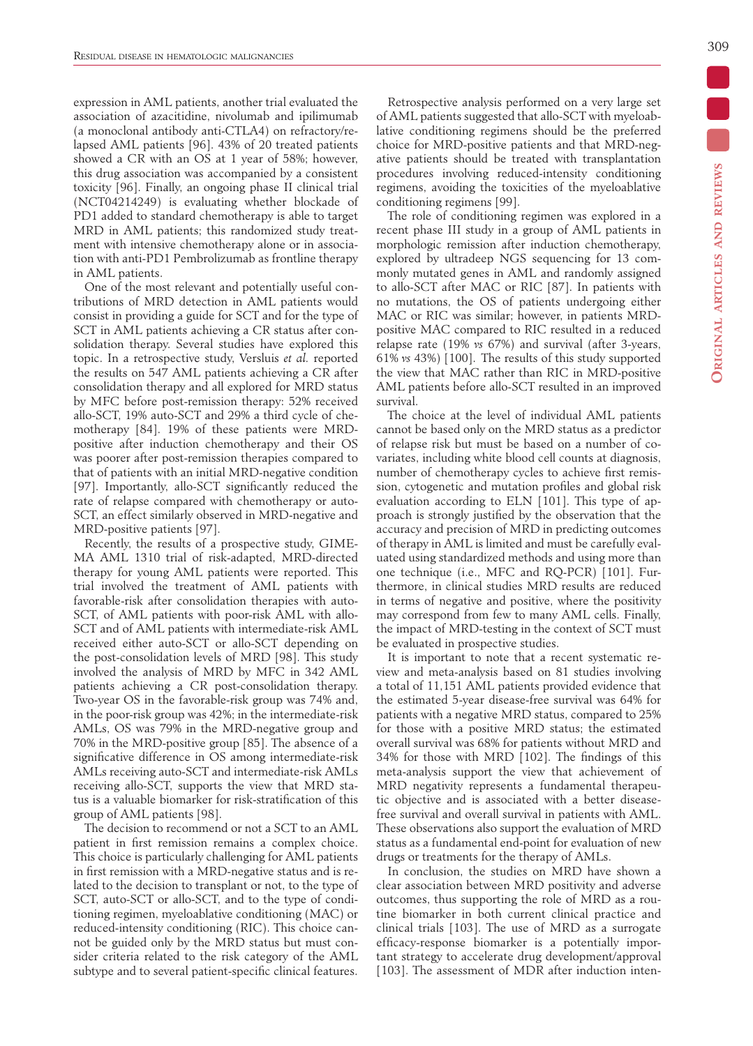expression in AML patients, another trial evaluated the association of azacitidine, nivolumab and ipilimumab (a monoclonal antibody anti-CTLA4) on refractory/relapsed AML patients [96]. 43% of 20 treated patients showed a CR with an OS at 1 year of 58%; however, this drug association was accompanied by a consistent toxicity [96]. Finally, an ongoing phase II clinical trial (NCT04214249) is evaluating whether blockade of PD1 added to standard chemotherapy is able to target MRD in AML patients; this randomized study treatment with intensive chemotherapy alone or in association with anti-PD1 Pembrolizumab as frontline therapy in AML patients.

One of the most relevant and potentially useful contributions of MRD detection in AML patients would consist in providing a guide for SCT and for the type of SCT in AML patients achieving a CR status after consolidation therapy. Several studies have explored this topic. In a retrospective study, Versluis *et al.* reported the results on 547 AML patients achieving a CR after consolidation therapy and all explored for MRD status by MFC before post-remission therapy: 52% received allo-SCT, 19% auto-SCT and 29% a third cycle of chemotherapy [84]. 19% of these patients were MRD-positive after induction chemotherapy and their OS was poorer after post-remission therapies compared to that of patients with an initial MRD-negative condition [97]. Importantly, allo-SCT significantly reduced the rate of relapse compared with chemotherapy or auto-SCT, an effect similarly observed in MRD-negative and MRD-positive patients [97].

Recently, the results of a prospective study, GIMEMA AML 1310 trial of risk-adapted, MRD-directed therapy for young AML patients were reported. This trial involved the treatment of AML patients with favorable-risk after consolidation therapies with auto-SCT, of AML patients with poor-risk AML with allo-SCT and of AML patients with intermediate-risk AML received either auto-SCT or allo-SCT depending on the post-consolidation levels of MRD [98]. This study involved the analysis of MRD by MFC in 342 AML patients achieving a CR post-consolidation therapy. Two-year OS in the favorable-risk group was 74% and, in the poor-risk group was 42%; in the intermediate-risk AMLs, OS was 79% in the MRD-negative group and 70% in the MRD-positive group [85]. The absence of a significative difference in OS among intermediate-risk AMLs receiving auto-SCT and intermediate-risk AMLs receiving allo-SCT, supports the view that MRD status is a valuable biomarker for risk-stratification of this group of AML patients [98].

The decision to recommend or not a SCT to an AML patient in first remission remains a complex choice. This choice is particularly challenging for AML patients in first remission with a MRD-negative status and is related to the decision to transplant or not, to the type of SCT, auto-SCT or allo-SCT, and to the type of conditioning regimen, myeloablative conditioning (MAC) or reduced-intensity conditioning (RIC). This choice cannot be guided only by the MRD status but must consider criteria related to the risk category of the AML subtype and to several patient-specific clinical features.

Retrospective analysis performed on a very large set of AML patients suggested that allo-SCT with myeloablative conditioning regimens should be the preferred choice for MRD-positive patients and that MRD-negative patients should be treated with transplantation procedures involving reduced-intensity conditioning regimens, avoiding the toxicities of the myeloablative conditioning regimens [99].

The role of conditioning regimen was explored in a recent phase III study in a group of AML patients in morphologic remission after induction chemotherapy, explored by ultradeep NGS sequencing for 13 commonly mutated genes in AML and randomly assigned to allo-SCT after MAC or RIC [87]. In patients with no mutations, the OS of patients undergoing either MAC or RIC was similar; however, in patients MRD-positive MAC compared to RIC resulted in a reduced relapse rate (19% *vs* 67%) and survival (after 3-years, 61% *vs* 43%) [100]. The results of this study supported the view that MAC rather than RIC in MRD-positive AML patients before allo-SCT resulted in an improved survival.

The choice at the level of individual AML patients cannot be based only on the MRD status as a predictor of relapse risk but must be based on a number of covariates, including white blood cell counts at diagnosis, number of chemotherapy cycles to achieve first remission, cytogenetic and mutation profiles and global risk evaluation according to ELN [101]. This type of approach is strongly justified by the observation that the accuracy and precision of MRD in predicting outcomes of therapy in AML is limited and must be carefully evaluated using standardized methods and using more than one technique (i.e., MFC and RQ-PCR) [101]. Furthermore, in clinical studies MRD results are reduced in terms of negative and positive, where the positivity may correspond from few to many AML cells. Finally, the impact of MRD-testing in the context of SCT must be evaluated in prospective studies.

It is important to note that a recent systematic review and meta-analysis based on 81 studies involving a total of 11,151 AML patients provided evidence that the estimated 5-year disease-free survival was 64% for patients with a negative MRD status, compared to 25% for those with a positive MRD status; the estimated overall survival was 68% for patients without MRD and 34% for those with MRD [102]. The findings of this meta-analysis support the view that achievement of MRD negativity represents a fundamental therapeutic objective and is associated with a better disease-free survival and overall survival in patients with AML. These observations also support the evaluation of MRD status as a fundamental end-point for evaluation of new drugs or treatments for the therapy of AMLs.

In conclusion, the studies on MRD have shown a clear association between MRD positivity and adverse outcomes, thus supporting the role of MRD as a routine biomarker in both current clinical practice and clinical trials [103]. The use of MRD as a surrogate efficacy-response biomarker is a potentially important strategy to accelerate drug development/approval [103]. The assessment of MDR after induction inten-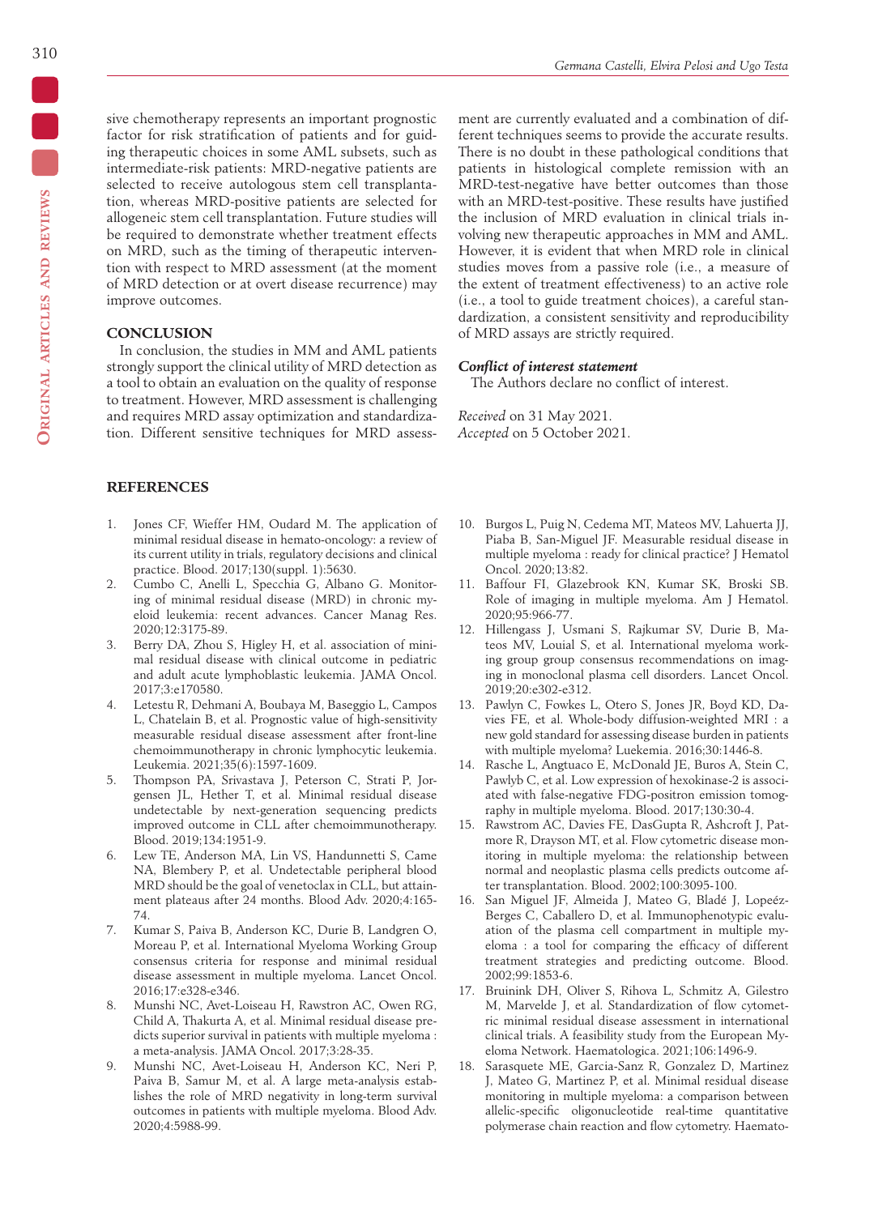sive chemotherapy represents an important prognostic factor for risk stratification of patients and for guiding therapeutic choices in some AML subsets, such as intermediate-risk patients: MRD-negative patients are selected to receive autologous stem cell transplantation, whereas MRD-positive patients are selected for allogeneic stem cell transplantation. Future studies will be required to demonstrate whether treatment effects on MRD, such as the timing of therapeutic intervention with respect to MRD assessment (at the moment of MRD detection or at overt disease recurrence) may improve outcomes.

## CONCLUSION

In conclusion, the studies in MM and AML patients strongly support the clinical utility of MRD detection as a tool to obtain an evaluation on the quality of response to treatment. However, MRD assessment is challenging and requires MRD assay optimization and standardization. Different sensitive techniques for MRD assessment are currently evaluated and a combination of different techniques seems to provide the accurate results. There is no doubt in these pathological conditions that patients in histological complete remission with an MRD-test-negative have better outcomes than those with an MRD-test-positive. These results have justified the inclusion of MRD evaluation in clinical trials involving new therapeutic approaches in MM and AML. However, it is evident that when MRD role in clinical studies moves from a passive role (i.e., a measure of the extent of treatment effectiveness) to an active role (i.e., a tool to guide treatment choices), a careful standardization, a consistent sensitivity and reproducibility of MRD assays are strictly required.

### *Conflict of interest statement*

The Authors declare no conflict of interest.

*Received* on 31 May 2021.
*Accepted* on 5 October 2021.

## REFERENCES

1. Jones CF, Wieffer HM, Oudard M. The application of minimal residual disease in hemato-oncology: a review of its current utility in trials, regulatory decisions and clinical practice. Blood. 2017;130(suppl. 1):5630.
2. Cumbo C, Anelli L, Specchia G, Albano G. Monitoring of minimal residual disease (MRD) in chronic myeloid leukemia: recent advances. Cancer Manag Res. 2020;12:3175-89.
3. Berry DA, Zhou S, Higley H, et al. association of minimal residual disease with clinical outcome in pediatric and adult acute lymphoblastic leukemia. JAMA Oncol. 2017;3:e170580.
4. Letestu R, Dehmani A, Boubaya M, Baseggio L, Campos L, Chatelain B, et al. Prognostic value of high-sensitivity measurable residual disease assessment after front-line chemoimmunotherapy in chronic lymphocytic leukemia. Leukemia. 2021;35(6):1597-1609.
5. Thompson PA, Srivastava J, Peterson C, Strati P, Jorgensen JL, Hether T, et al. Minimal residual disease undetectable by next-generation sequencing predicts improved outcome in CLL after chemoimmunotherapy. Blood. 2019;134:1951-9.
6. Lew TE, Anderson MA, Lin VS, Handunnetti S, Came NA, Blembery P, et al. Undetectable peripheral blood MRD should be the goal of venetoclax in CLL, but attainment plateaus after 24 months. Blood Adv. 2020;4:165-74.
7. Kumar S, Paiva B, Anderson KC, Durie B, Landgren O, Moreau P, et al. International Myeloma Working Group consensus criteria for response and minimal residual disease assessment in multiple myeloma. Lancet Oncol. 2016;17:e328-e346.
8. Munshi NC, Avet-Loiseau H, Rawstron AC, Owen RG, Child A, Thakurta A, et al. Minimal residual disease predicts superior survival in patients with multiple myeloma : a meta-analysis. JAMA Oncol. 2017;3:28-35.
9. Munshi NC, Avet-Loiseau H, Anderson KC, Neri P, Paiva B, Samur M, et al. A large meta-analysis establishes the role of MRD negativity in long-term survival outcomes in patients with multiple myeloma. Blood Adv. 2020;4:5988-99.
10. Burgos L, Puig N, Cedema MT, Mateos MV, Lahuerta JJ, Piaba B, San-Miguel JF. Measurable residual disease in multiple myeloma : ready for clinical practice? J Hematol Oncol. 2020;13:82.
11. Baffour FI, Glazebrook KN, Kumar SK, Broski SB. Role of imaging in multiple myeloma. Am J Hematol. 2020;95:966-77.
12. Hillengass J, Usmani S, Rajkumar SV, Durie B, Mateos MV, Louial S, et al. International myeloma working group group consensus recommendations on imaging in monoclonal plasma cell disorders. Lancet Oncol. 2019;20:e302-e312.
13. Pawlyn C, Fowkes L, Otero S, Jones JR, Boyd KD, Davies FE, et al. Whole-body diffusion-weighted MRI : a new gold standard for assessing disease burden in patients with multiple myeloma? Luekemia. 2016;30:1446-8.
14. Rasche L, Angtuaco E, McDonald JE, Buros A, Stein C, Pawlyb C, et al. Low expression of hexokinase-2 is associated with false-negative FDG-positron emission tomography in multiple myeloma. Blood. 2017;130:30-4.
15. Rawstrom AC, Davies FE, DasGupta R, Ashcroft J, Patmore R, Drayson MT, et al. Flow cytometric disease monitoring in multiple myeloma: the relationship between normal and neoplastic plasma cells predicts outcome after transplantation. Blood. 2002;100:3095-100.
16. San Miguel JF, Almeida J, Mateo G, Bladé J, Lopeéz-Berges C, Caballero D, et al. Immunophenotypic evaluation of the plasma cell compartment in multiple myeloma : a tool for comparing the efficacy of different treatment strategies and predicting outcome. Blood. 2002;99:1853-6.
17. Bruinink DH, Oliver S, Rihova L, Schmitz A, Gilestro M, Marvelde J, et al. Standardization of flow cytometric minimal residual disease assessment in international clinical trials. A feasibility study from the European Myeloma Network. Haematologica. 2021;106:1496-9.
18. Sarasquete ME, Garcia-Sanz R, Gonzalez D, Martinez J, Mateo G, Martinez P, et al. Minimal residual disease monitoring in multiple myeloma: a comparison between allelic-specific oligonucleotide real-time quantitative polymerase chain reaction and flow cytometry. Haemato-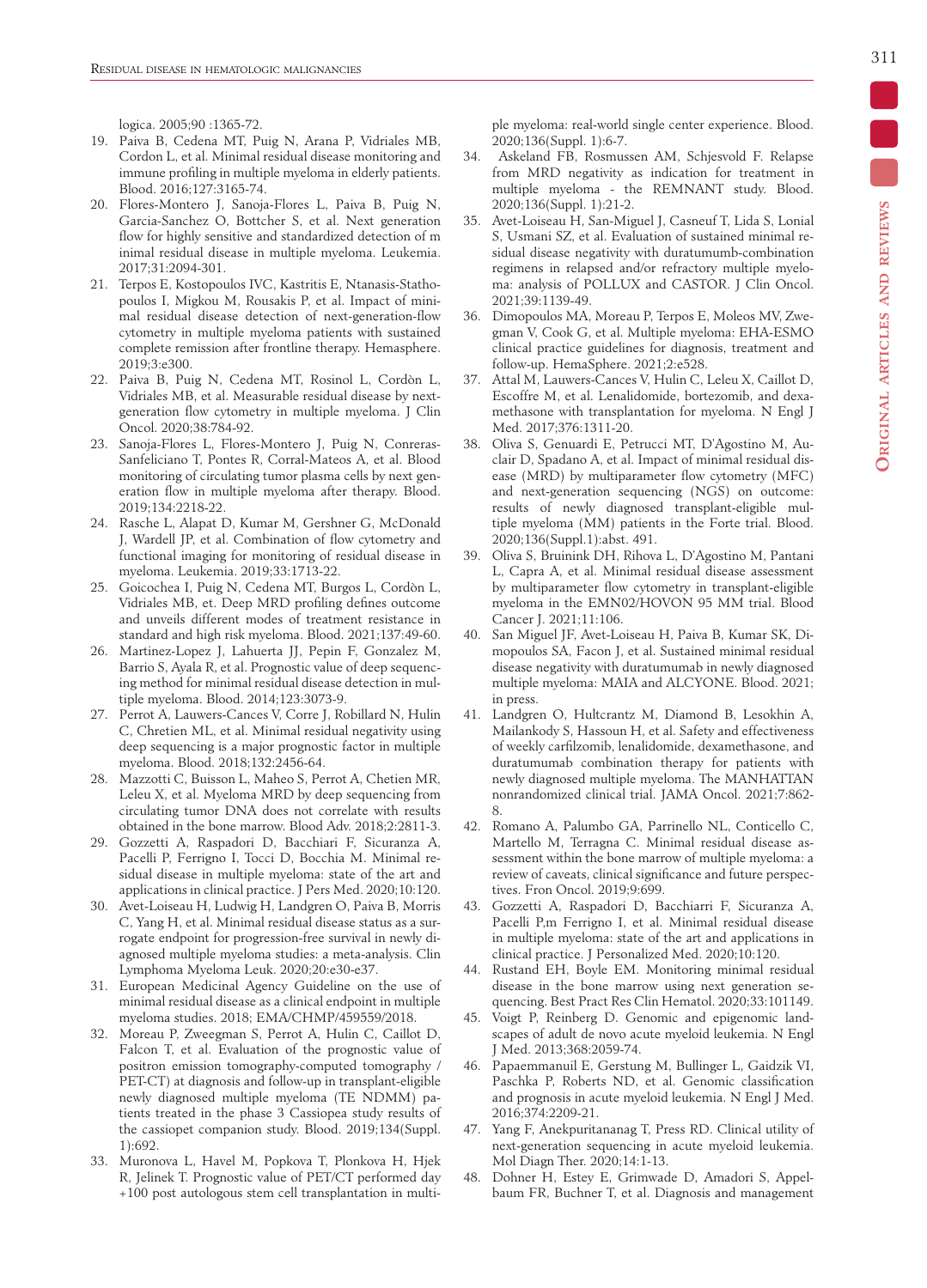logica. 2005;90 :1365-72.

19. Paiva B, Cedena MT, Puig N, Arana P, Vidriales MB, Cordon L, et al. Minimal residual disease monitoring and immune profiling in multiple myeloma in elderly patients. Blood. 2016;127:3165-74.
20. Flores-Montero J, Sanoja-Flores L, Paiva B, Puig N, Garcia-Sanchez O, Bottcher S, et al. Next generation flow for highly sensitive and standardized detection of m inimal residual disease in multiple myeloma. Leukemia. 2017;31:2094-301.
21. Terpos E, Kostopoulos IVC, Kastritis E, Ntanasis-Stathopoulos I, Migkou M, Rousakis P, et al. Impact of minimal residual disease detection of next-generation-flow cytometry in multiple myeloma patients with sustained complete remission after frontline therapy. Hemasphere. 2019;3:e300.
22. Paiva B, Puig N, Cedena MT, Rosinol L, Cordòn L, Vidriales MB, et al. Measurable residual disease by next-generation flow cytometry in multiple myeloma. J Clin Oncol. 2020;38:784-92.
23. Sanoja-Flores L, Flores-Montero J, Puig N, Conreras-Sanfeliciano T, Pontes R, Corral-Mateos A, et al. Blood monitoring of circulating tumor plasma cells by next generation flow in multiple myeloma after therapy. Blood. 2019;134:2218-22.
24. Rasche L, Alapat D, Kumar M, Gershner G, McDonald J, Wardell JP, et al. Combination of flow cytometry and functional imaging for monitoring of residual disease in myeloma. Leukemia. 2019;33:1713-22.
25. Goicochea I, Puig N, Cedena MT, Burgos L, Cordòn L, Vidriales MB, et. Deep MRD profiling defines outcome and unveils different modes of treatment resistance in standard and high risk myeloma. Blood. 2021;137:49-60.
26. Martinez-Lopez J, Lahuerta JJ, Pepin F, Gonzalez M, Barrio S, Ayala R, et al. Prognostic value of deep sequencing method for minimal residual disease detection in multiple myeloma. Blood. 2014;123:3073-9.
27. Perrot A, Lauwers-Cances V, Corre J, Robillard N, Hulin C, Chretien ML, et al. Minimal residual negativity using deep sequencing is a major prognostic factor in multiple myeloma. Blood. 2018;132:2456-64.
28. Mazzotti C, Buisson L, Maheo S, Perrot A, Chetien MR, Leleu X, et al. Myeloma MRD by deep sequencing from circulating tumor DNA does not correlate with results obtained in the bone marrow. Blood Adv. 2018;2:2811-3.
29. Gozzetti A, Raspadori D, Bacchiari F, Sicuranza A, Pacelli P, Ferrigno I, Tocci D, Bocchia M. Minimal residual disease in multiple myeloma: state of the art and applications in clinical practice. J Pers Med. 2020;10:120.
30. Avet-Loiseau H, Ludwig H, Landgren O, Paiva B, Morris C, Yang H, et al. Minimal residual disease status as a surrogate endpoint for progression-free survival in newly diagnosed multiple myeloma studies: a meta-analysis. Clin Lymphoma Myeloma Leuk. 2020;20:e30-e37.
31. European Medicinal Agency Guideline on the use of minimal residual disease as a clinical endpoint in multiple myeloma studies. 2018; EMA/CHMP/459559/2018.
32. Moreau P, Zweegman S, Perrot A, Hulin C, Caillot D, Falcon T, et al. Evaluation of the prognostic value of positron emission tomography-computed tomography / PET-CT) at diagnosis and follow-up in transplant-eligible newly diagnosed multiple myeloma (TE NDMM) patients treated in the phase 3 Cassiopea study results of the cassiopet companion study. Blood. 2019;134(Suppl. 1):692.
33. Muronova L, Havel M, Popkova T, Plonkova H, Hjek R, Jelinek T. Prognostic value of PET/CT performed day +100 post autologous stem cell transplantation in multiple myeloma: real-world single center experience. Blood. 2020;136(Suppl. 1):6-7.
34. Askeland FB, Rosmussen AM, Schjesvold F. Relapse from MRD negativity as indication for treatment in multiple myeloma - the REMNANT study. Blood. 2020;136(Suppl. 1):21-2.
35. Avet-Loiseau H, San-Miguel J, Casneuf T, Lida S, Lonial S, Usmani SZ, et al. Evaluation of sustained minimal residual disease negativity with duratumumb-combination regimens in relapsed and/or refractory multiple myeloma: analysis of POLLUX and CASTOR. J Clin Oncol. 2021;39:1139-49.
36. Dimopoulos MA, Moreau P, Terpos E, Moleos MV, Zweegman V, Cook G, et al. Multiple myeloma: EHA-ESMO clinical practice guidelines for diagnosis, treatment and follow-up. HemaSphere. 2021;2:e528.
37. Attal M, Lauwers-Cances V, Hulin C, Leleu X, Caillot D, Escoffre M, et al. Lenalidomide, bortezomib, and dexamethasone with transplantation for myeloma. N Engl J Med. 2017;376:1311-20.
38. Oliva S, Genuardi E, Petrucci MT, D'Agostino M, Auclair D, Spadano A, et al. Impact of minimal residual disease (MRD) by multiparameter flow cytometry (MFC) and next-generation sequencing (NGS) on outcome: results of newly diagnosed transplant-eligible multiple myeloma (MM) patients in the Forte trial. Blood. 2020;136(Suppl.1):abst. 491.
39. Oliva S, Bruinink DH, Rihova L, D'Agostino M, Pantani L, Capra A, et al. Minimal residual disease assessment by multiparameter flow cytometry in transplant-eligible myeloma in the EMN02/HOVON 95 MM trial. Blood Cancer J. 2021;11:106.
40. San Miguel JF, Avet-Loiseau H, Paiva B, Kumar SK, Dimopoulos SA, Facon J, et al. Sustained minimal residual disease negativity with duratumumab in newly diagnosed multiple myeloma: MAIA and ALCYONE. Blood. 2021; in press.
41. Landgren O, Hultcrantz M, Diamond B, Lesokhin A, Mailankody S, Hassoun H, et al. Safety and effectiveness of weekly carfilzomib, lenalidomide, dexamethasone, and duratumumab combination therapy for patients with newly diagnosed multiple myeloma. The MANHATTAN nonrandomized clinical trial. JAMA Oncol. 2021;7:862-8.
42. Romano A, Palumbo GA, Parrinello NL, Conticello C, Martello M, Terragna C. Minimal residual disease assessment within the bone marrow of multiple myeloma: a review of caveats, clinical significance and future perspectives. Fron Oncol. 2019;9:699.
43. Gozzetti A, Raspadori D, Bacchiarri F, Sicuranza A, Pacelli P,m Ferrigno I, et al. Minimal residual disease in multiple myeloma: state of the art and applications in clinical practice. J Personalized Med. 2020;10:120.
44. Rustand EH, Boyle EM. Monitoring minimal residual disease in the bone marrow using next generation sequencing. Best Pract Res Clin Hematol. 2020;33:101149.
45. Voigt P, Reinberg D. Genomic and epigenomic landscapes of adult de novo acute myeloid leukemia. N Engl J Med. 2013;368:2059-74.
46. Papaemmanuil E, Gerstung M, Bullinger L, Gaidzik VI, Paschka P, Roberts ND, et al. Genomic classification and prognosis in acute myeloid leukemia. N Engl J Med. 2016;374:2209-21.
47. Yang F, Anekpuritananag T, Press RD. Clinical utility of next-generation sequencing in acute myeloid leukemia. Mol Diagn Ther. 2020;14:1-13.
48. Dohner H, Estey E, Grimwade D, Amadori S, Appelbaum FR, Buchner T, et al. Diagnosis and management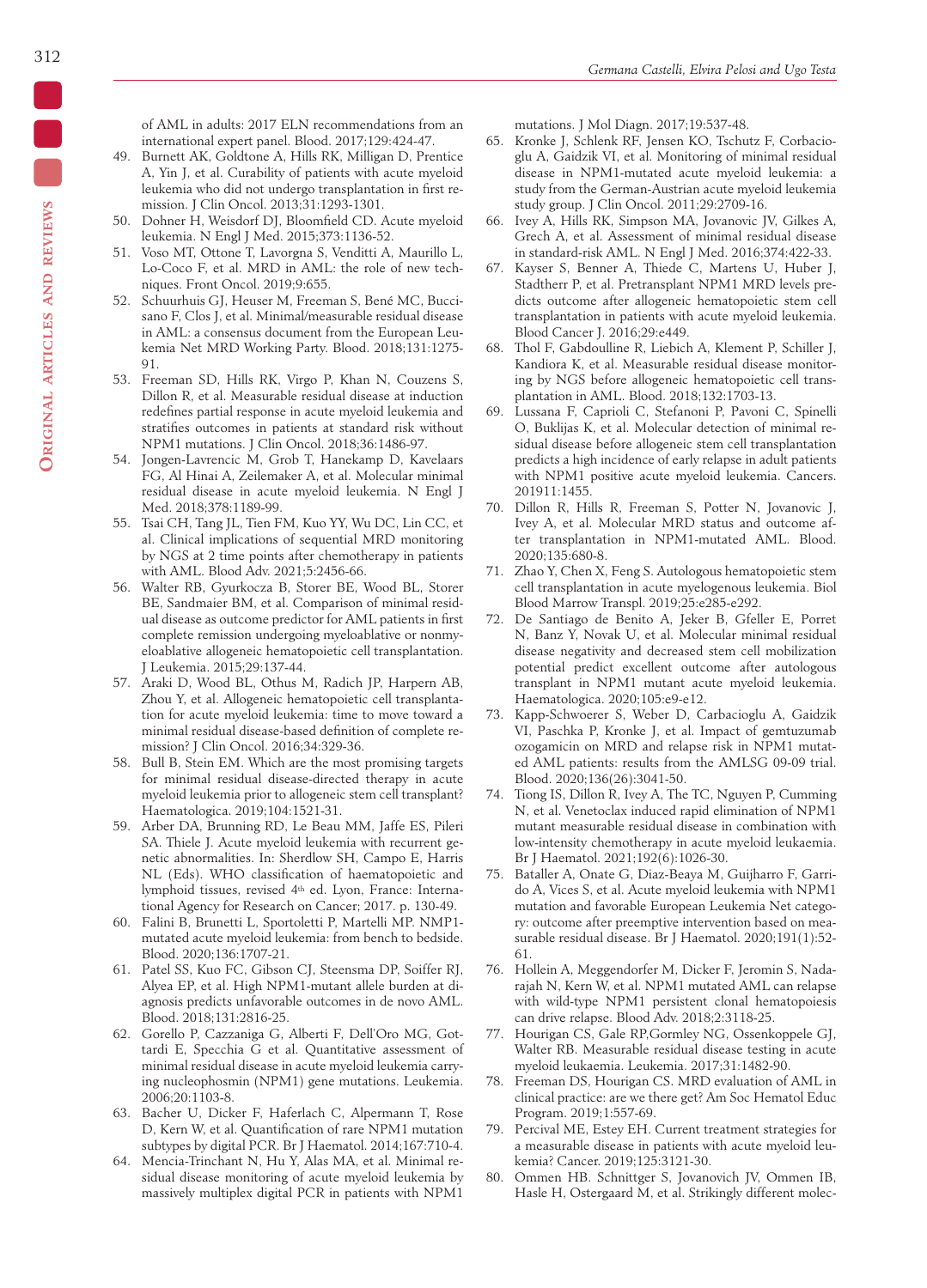of AML in adults: 2017 ELN recommendations from an international expert panel. Blood. 2017;129:424-47.

49. Burnett AK, Goldtone A, Hills RK, Milligan D, Prentice A, Yin J, et al. Curability of patients with acute myeloid leukemia who did not undergo transplantation in first remission. J Clin Oncol. 2013;31:1293-1301.
50. Dohner H, Weisdorf DJ, Bloomfield CD. Acute myeloid leukemia. N Engl J Med. 2015;373:1136-52.
51. Voso MT, Ottone T, Lavorgna S, Venditti A, Maurillo L, Lo-Coco F, et al. MRD in AML: the role of new techniques. Front Oncol. 2019;9:655.
52. Schuurhuis GJ, Heuser M, Freeman S, Bené MC, Buccisano F, Clos J, et al. Minimal/measurable residual disease in AML: a consensus document from the European Leukemia Net MRD Working Party. Blood. 2018;131:1275-91.
53. Freeman SD, Hills RK, Virgo P, Khan N, Couzens S, Dillon R, et al. Measurable residual disease at induction redefines partial response in acute myeloid leukemia and stratifies outcomes in patients at standard risk without NPM1 mutations. J Clin Oncol. 2018;36:1486-97.
54. Jongen-Lavrencic M, Grob T, Hanekamp D, Kavelaars FG, Al Hinai A, Zeilemaker A, et al. Molecular minimal residual disease in acute myeloid leukemia. N Engl J Med. 2018;378:1189-99.
55. Tsai CH, Tang JL, Tien FM, Kuo YY, Wu DC, Lin CC, et al. Clinical implications of sequential MRD monitoring by NGS at 2 time points after chemotherapy in patients with AML. Blood Adv. 2021;5:2456-66.
56. Walter RB, Gyurkocza B, Storer BE, Wood BL, Storer BE, Sandmaier BM, et al. Comparison of minimal residual disease as outcome predictor for AML patients in first complete remission undergoing myeloablative or nonmyeloablative allogeneic hematopoietic cell transplantation. J Leukemia. 2015;29:137-44.
57. Araki D, Wood BL, Othus M, Radich JP, Harpern AB, Zhou Y, et al. Allogeneic hematopoietic cell transplantation for acute myeloid leukemia: time to move toward a minimal residual disease-based definition of complete remission? J Clin Oncol. 2016;34:329-36.
58. Bull B, Stein EM. Which are the most promising targets for minimal residual disease-directed therapy in acute myeloid leukemia prior to allogenic stem cell transplant? Haematologica. 2019;104:1521-31.
59. Arber DA, Brunning RD, Le Beau MM, Jaffe ES, Pileri SA. Thiele J. Acute myeloid leukemia with recurrent genetic abnormalities. In: Sherdlow SH, Campo E, Harris NL (Eds). WHO classification of haematopoietic and lymphoid tissues, revised 4th ed. Lyon, France: International Agency for Research on Cancer; 2017. p. 130-49.
60. Falini B, Brunetti L, Sportoletti P, Martelli MP. NMP1-mutated acute myeloid leukemia: from bench to bedside. Blood. 2020;136:1707-21.
61. Patel SS, Kuo FC, Gibson CJ, Steensma DP, Soiffer RJ, Alyea EP, et al. High NPM1-mutant allele burden at diagnosis predicts unfavorable outcomes in de novo AML. Blood. 2018;131:2816-25.
62. Gorello P, Cazzaniga G, Alberti F, Dell'Oro MG, Gottardi E, Specchia G et al. Quantitative assessment of minimal residual disease in acute myeloid leukemia carrying nucleophosmin (NPM1) gene mutations. Leukemia. 2006;20:1103-8.
63. Bacher U, Dicker F, Haferlach C, Alpermann T, Rose D, Kern W, et al. Quantification of rare NPM1 mutation subtypes by digital PCR. Br J Haematol. 2014;167:710-4.
64. Mencia-Trinchant N, Hu Y, Alas MA, et al. Minimal residual disease monitoring of acute myeloid leukemia by massively multiplex digital PCR in patients with NPM1 mutations. J Mol Diagn. 2017;19:537-48.
65. Kronke J, Schlenk RF, Jensen KO, Tschutz F, Corbacioglu A, Gaidzik VI, et al. Monitoring of minimal residual disease in NPM1-mutated acute myeloid leukemia: a study from the German-Austrian acute myeloid leukemia study group. J Clin Oncol. 2011;29:2709-16.
66. Ivey A, Hills RK, Simpson MA, Jovanovic JV, Gilkes A, Grech A, et al. Assessment of minimal residual disease in standard-risk AML. N Engl J Med. 2016;374:422-33.
67. Kayser S, Benner A, Thiede C, Martens U, Huber J, Stadtherr P, et al. Pretransplant NPM1 MRD levels predicts outcome after allogeneic hematopoietic stem cell transplantation in patients with acute myeloid leukemia. Blood Cancer J. 2016;29:e449.
68. Thol F, Gabdoulline R, Liebich A, Klement P, Schiller J, Kandiora K, et al. Measurable residual disease monitoring by NGS before allogeneic hematopoietic cell transplantation in AML. Blood. 2018;132:1703-13.
69. Lussana F, Caprioli C, Stefanoni P, Pavoni C, Spinelli O, Buklijas K, et al. Molecular detection of minimal residual disease before allogeneic stem cell transplantation predicts a high incidence of early relapse in adult patients with NPM1 positive acute myeloid leukemia. Cancers. 201911:1455.
70. Dillon R, Hills R, Freeman S, Potter N, Jovanovic J, Ivey A, et al. Molecular MRD status and outcome after transplantation in NPM1-mutated AML. Blood. 2020;135:680-8.
71. Zhao Y, Chen X, Feng S. Autologous hematopoietic stem cell transplantation in acute myelogenous leukemia. Biol Blood Marrow Transpl. 2019;25:e285-e292.
72. De Santiago de Benito A, Jeker B, Gfeller E, Porret N, Banz Y, Novak U, et al. Molecular minimal residual disease negativity and decreased stem cell mobilization potential predict excellent outcome after autologous transplant in NPM1 mutant acute myeloid leukemia. Haematologica. 2020;105:e9-e12.
73. Kapp-Schwoerer S, Weber D, Carbacioglu A, Gaidzik VI, Paschka P, Kronke J, et al. Impact of gemtuzumab ozogamicin on MRD and relapse risk in NPM1 mutated AML patients: results from the AMLSG 09-09 trial. Blood. 2020;136(26):3041-50.
74. Tiong IS, Dillon R, Ivey A, The TC, Nguyen P, Cumming N, et al. Venetoclax induced rapid elimination of NPM1 mutant measurable residual disease in combination with low-intensity chemotherapy in acute myeloid leukaemia. Br J Haematol. 2021;192(6):1026-30.
75. Bataller A, Onate G, Diaz-Beaya M, Guijharro F, Garrido A, Vices S, et al. Acute myeloid leukemia with NPM1 mutation and favorable European Leukemia Net category: outcome after preemptive intervention based on measurable residual disease. Br J Haematol. 2020;191(1):52-61.
76. Hollein A, Meggendorfer M, Dicker F, Jeromin S, Nadarajah N, Kern W, et al. NPM1 mutated AML can relapse with wild-type NPM1 persistent clonal hematopoiesis can drive relapse. Blood Adv. 2018;2:3118-25.
77. Hourigan CS, Gale RP,Gormley NG, Ossenkoppele GJ, Walter RB. Measurable residual disease testing in acute myeloid leukaemia. Leukemia. 2017;31:1482-90.
78. Freeman DS, Hourigan CS. MRD evaluation of AML in clinical practice: are we there get? Am Soc Hematol Educ Program. 2019;1:557-69.
79. Percival ME, Estey EH. Current treatment strategies for a measurable disease in patients with acute myeloid leukemia? Cancer. 2019;125:3121-30.
80. Ommen HB. Schnittger S, Jovanovich JV, Ommen IB, Hasle H, Ostergaard M, et al. Strikingly different molec-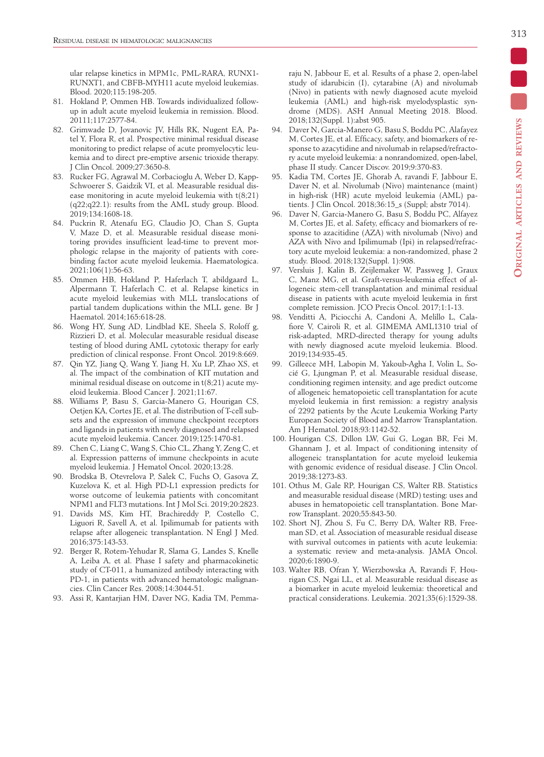ular relapse kinetics in MPM1c, PML-RARA, RUNX1-RUNXT1, and CBFB-MYH11 acute myeloid leukemias. Blood. 2020;115:198-205.

81. Hokland P, Ommen HB. Towards individualized follow-up in adult acute myeloid leukemia in remission. Blood. 20111;117:2577-84.
82. Grimwade D, Jovanovic JV, Hills RK, Nugent EA, Patel Y, Flora R, et al. Prospective minimal residual disease monitoring to predict relapse of acute promyelocytic leukemia and to direct pre-emptive arsenic trioxide therapy. J Clin Oncol. 2009;27:3650-8.
83. Rucker FG, Agrawal M, Corbacioglu A, Weber D, Kapp-Schwoerer S, Gaidzik VI, et al. Measurable residual disease monitoring in acute myeloid leukemia with t(8;21) (q22;q22.1): results from the AML study group. Blood. 2019;134:1608-18.
84. Puckrin R, Atenafu EG, Claudio JO, Chan S, Gupta V, Maze D, et al. Measurable residual disease monitoring provides insufficient lead-time to prevent morphologic relapse in the majority of patients with core-binding factor acute myeloid leukemia. Haematologica. 2021;106(1):56-63.
85. Ommen HB, Hokland P, Haferlach T, abildgaard L, Alpermann T, Haferlach C. et al. Relapse kinetics in acute myeloid leukemias with MLL translocations of partial tandem duplications within the MLL gene. Br J Haematol. 2014;165:618-28.
86. Wong HY, Sung AD, Lindblad KE, Sheela S, Roloff g, Rizzieri D, et al. Molecular measurable residual disease testing of blood during AML cytotoxic therapy for early prediction of clinical response. Front Oncol. 2019:8:669.
87. Qin YZ, Jiang Q, Wang Y, Jiang H, Xu LP, Zhao XS, et al. The impact of the combination of KIT mutation and minimal residual disease on outcome in t(8;21) acute myeloid leukemia. Blood Cancer J. 2021;11:67.
88. Williams P, Basu S, Garcia-Manero G, Hourigan CS, Oetjen KA, Cortes JE, et al. The distribution of T-cell subsets and the expression of immune checkpoint receptors and ligands in patients with newly diagnosed and relapsed acute myeloid leukemia. Cancer. 2019;125:1470-81.
89. Chen C, Liang C, Wang S, Chio CL, Zhang Y, Zeng C, et al. Expression patterns of immune checkpoints in acute myeloid leukemia. J Hematol Oncol. 2020;13:28.
90. Brodska B, Otevrelova P, Salek C, Fuchs O, Gasova Z, Kuzelova K, et al. High PD-L1 expression predicts for worse outcome of leukemia patients with concomitant NPM1 and FLT3 mutations. Int J Mol Sci. 2019;20:2823.
91. Davids MS, Kim HT, Brachireddy P, Costello C, Liguori R, Savell A, et al. Ipilimumab for patients with relapse after allogeneic transplantation. N Engl J Med. 2016;375:143-53.
92. Berger R, Rotem-Yehudar R, Slama G, Landes S, Knelle A, Leiba A, et al. Phase I safety and pharmacokinetic study of CT-011, a humanized antibody interacting with PD-1, in patients with advanced hematologic malignancies. Clin Cancer Res. 2008;14:3044-51.
93. Assi R, Kantarjian HM, Daver NG, Kadia TM, Pemmaraju N, Jabbour E, et al. Results of a phase 2, open-label study of idarubicin (I), cytarabine (A) and nivolumab (Nivo) in patients with newly diagnosed acute myeloid leukemia (AML) and high-risk myelodysplastic syndrome (MDS). ASH Annual Meeting 2018. Blood. 2018;132(Suppl. 1):abst 905.
94. Daver N, Garcia-Manero G, Basu S, Boddu PC, Alafayez M, Cortes JE, et al. Efficacy, safety, and biomarkers of response to azacytidine and nivolumab in relapsed/refractory acute myeloid leukemia: a nonrandomized, open-label, phase II study. Cancer Discov. 2019;9:370-83.
95. Kadia TM, Cortes JE, Ghorab A, ravandi F, Jabbour E, Daver N, et al. Nivolumab (Nivo) maintenance (maint) in high-risk (HR) acute myeloid leukemia (AML) patients. J Clin Oncol. 2018;36:15_s (Suppl; abstr 7014).
96. Daver N, Garcia-Manero G, Basu S, Boddu PC, Alfayez M, Cortes JE, et al. Safety, efficacy and biomarkers of response to azacitidine (AZA) with nivolumab (Nivo) and AZA with Nivo and Ipilimumab (Ipi) in relapsed/refractory acute myeloid leukemia: a non-randomized, phase 2 study. Blood. 2018;132(Suppl. 1):908.
97. Versluis J, Kalin B, Zeijlemaker W, Passweg J, Graux C, Manz MG, et al. Graft-versus-leukemia effect of allogeneic stem-cell transplantation and minimal residual disease in patients with acute myeloid leukemia in first complete remission. JCO Precis Oncol. 2017;1:1-13.
98. Venditti A, Piciocchi A, Candoni A, Melillo L, Calafiore V, Cairoli R, et al. GIMEMA AML1310 trial of risk-adapted, MRD-directed therapy for young adults with newly diagnosed acute myeloid leukemia. Blood. 2019;134:935-45.
99. Gilleece MH, Labopin M, Yakoub-Agha I, Volin L, Socié G, Ljungman P, et al. Measurable residual disease, conditioning regimen intensity, and age predict outcome of allogeneic hematopoietic cell transplantation for acute myeloid leukemia in first remission: a registry analysis of 2292 patients by the Acute Leukemia Working Party European Society of Blood and Marrow Transplantation. Am J Hematol. 2018;93:1142-52.
100. Hourigan CS, Dillon LW, Gui G, Logan BR, Fei M, Ghannam J, et al. Impact of conditioning intensity of allogeneic transplantation for acute myeloid leukemia with genomic evidence of residual disease. J Clin Oncol. 2019;38:1273-83.
101. Othus M, Gale RP, Hourigan CS, Walter RB. Statistics and measurable residual disease (MRD) testing: uses and abuses in hematopoietic cell transplantation. Bone Marrow Transplant. 2020;55:843-50.
102. Short NJ, Zhou S, Fu C, Berry DA, Walter RB, Freeman SD, et al. Association of measurable residual disease with survival outcomes in patients with acute leukemia: a systematic review and meta-analysis. JAMA Oncol. 2020;6:1890-9.
103. Walter RB, Ofran Y, Wierzbowska A, Ravandi F, Hourigan CS, Ngai LL, et al. Measurable residual disease as a biomarker in acute myeloid leukemia: theoretical and practical considerations. Leukemia. 2021;35(6):1529-38.